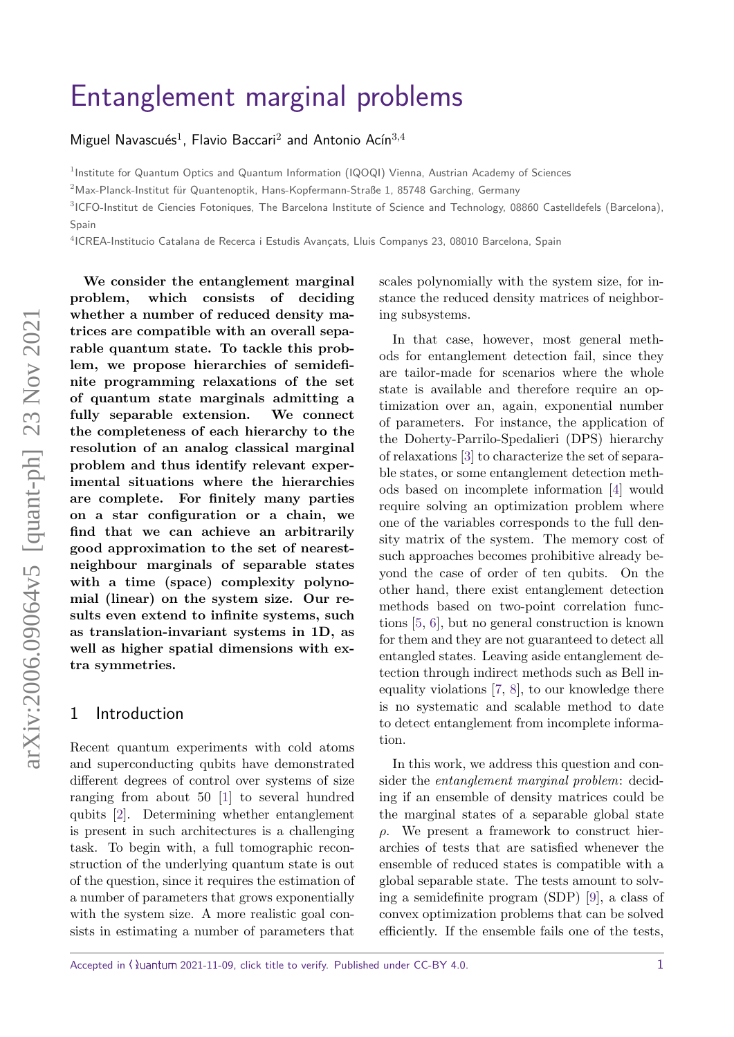# Entanglement marginal problems

Miguel Navascués[1], Flavio Baccari[2] and Antonio Acín[3,4]

[1]Institute for Quantum Optics and Quantum Information (IQOQI) Vienna, Austrian Academy of Sciences

[2]Max-Planck-Institut für Quantenoptik, Hans-Kopfermann-Straße 1, 85748 Garching, Germany

[3]ICFO-Institut de Ciencies Fotoniques, The Barcelona Institute of Science and Technology, 08860 Castelldefels (Barcelona), Spain

[4]ICREA-Institucio Catalana de Recerca i Estudis Avançats, Lluis Companys 23, 08010 Barcelona, Spain

**We consider the entanglement marginal problem, which consists of deciding whether a number of reduced density matrices are compatible with an overall separable quantum state. To tackle this problem, we propose hierarchies of semidefinite programming relaxations of the set of quantum state marginals admitting a fully separable extension. We connect the completeness of each hierarchy to the resolution of an analog classical marginal problem and thus identify relevant experimental situations where the hierarchies are complete. For finitely many parties on a star configuration or a chain, we find that we can achieve an arbitrarily good approximation to the set of nearest-neighbour marginals of separable states with a time (space) complexity polynomial (linear) on the system size. Our results even extend to infinite systems, such as translation-invariant systems in 1D, as well as higher spatial dimensions with extra symmetries.**

## 1 Introduction

Recent quantum experiments with cold atoms and superconducting qubits have demonstrated different degrees of control over systems of size ranging from about 50 [1] to several hundred qubits [2]. Determining whether entanglement is present in such architectures is a challenging task. To begin with, a full tomographic reconstruction of the underlying quantum state is out of the question, since it requires the estimation of a number of parameters that grows exponentially with the system size. A more realistic goal consists in estimating a number of parameters that scales polynomially with the system size, for instance the reduced density matrices of neighboring subsystems.

In that case, however, most general methods for entanglement detection fail, since they are tailor-made for scenarios where the whole state is available and therefore require an optimization over an, again, exponential number of parameters. For instance, the application of the Doherty-Parrilo-Spedalieri (DPS) hierarchy of relaxations [3] to characterize the set of separable states, or some entanglement detection methods based on incomplete information [4] would require solving an optimization problem where one of the variables corresponds to the full density matrix of the system. The memory cost of such approaches becomes prohibitive already beyond the case of order of ten qubits. On the other hand, there exist entanglement detection methods based on two-point correlation functions [5, 6], but no general construction is known for them and they are not guaranteed to detect all entangled states. Leaving aside entanglement detection through indirect methods such as Bell inequality violations [7, 8], to our knowledge there is no systematic and scalable method to date to detect entanglement from incomplete information.

In this work, we address this question and consider the *entanglement marginal problem*: deciding if an ensemble of density matrices could be the marginal states of a separable global state $\rho$. We present a framework to construct hierarchies of tests that are satisfied whenever the ensemble of reduced states is compatible with a global separable state. The tests amount to solving a semidefinite program (SDP) [9], a class of convex optimization problems that can be solved efficiently. If the ensemble fails one of the tests,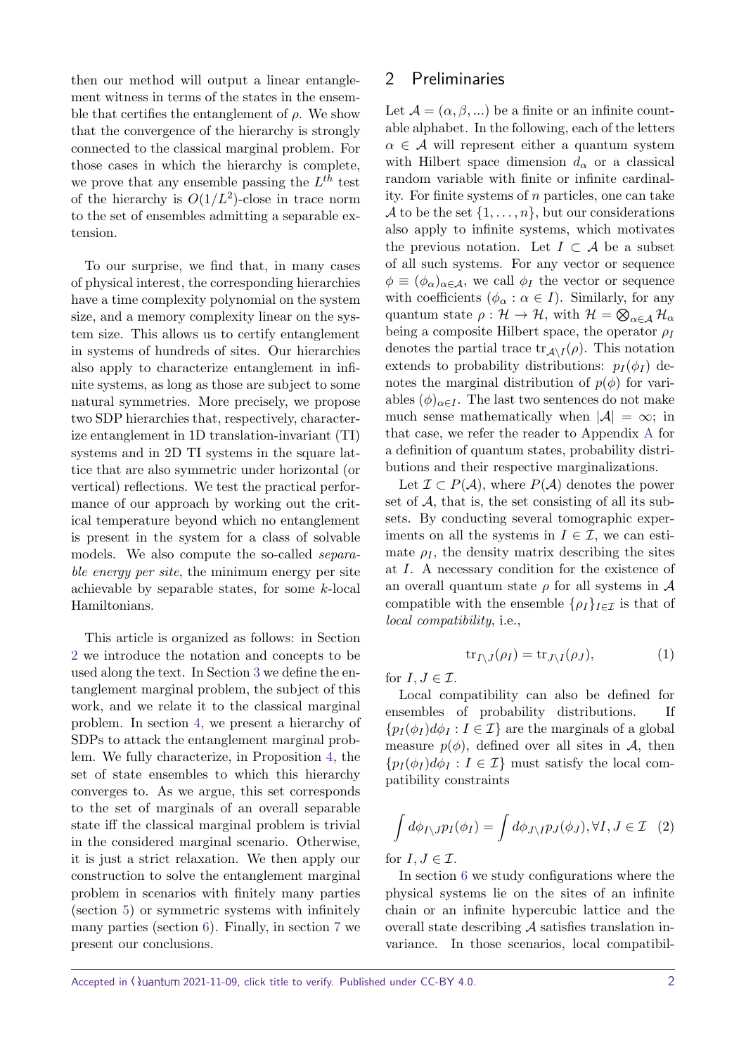then our method will output a linear entanglement witness in terms of the states in the ensemble that certifies the entanglement of $\rho$. We show that the convergence of the hierarchy is strongly connected to the classical marginal problem. For those cases in which the hierarchy is complete, we prove that any ensemble passing the $L^{th}$ test of the hierarchy is $O(1/L^2)$-close in trace norm to the set of ensembles admitting a separable extension.

To our surprise, we find that, in many cases of physical interest, the corresponding hierarchies have a time complexity polynomial on the system size, and a memory complexity linear on the system size. This allows us to certify entanglement in systems of hundreds of sites. Our hierarchies also apply to characterize entanglement in infinite systems, as long as those are subject to some natural symmetries. More precisely, we propose two SDP hierarchies that, respectively, characterize entanglement in 1D translation-invariant (TI) systems and in 2D TI systems in the square lattice that are also symmetric under horizontal (or vertical) reflections. We test the practical performance of our approach by working out the critical temperature beyond which no entanglement is present in the system for a class of solvable models. We also compute the so-called *separable energy per site*, the minimum energy per site achievable by separable states, for some $k$-local Hamiltonians.

This article is organized as follows: in Section 2 we introduce the notation and concepts to be used along the text. In Section 3 we define the entanglement marginal problem, the subject of this work, and we relate it to the classical marginal problem. In section 4, we present a hierarchy of SDPs to attack the entanglement marginal problem. We fully characterize, in Proposition 4, the set of state ensembles to which this hierarchy converges to. As we argue, this set corresponds to the set of marginals of an overall separable state iff the classical marginal problem is trivial in the considered marginal scenario. Otherwise, it is just a strict relaxation. We then apply our construction to solve the entanglement marginal problem in scenarios with finitely many parties (section 5) or symmetric systems with infinitely many parties (section 6). Finally, in section 7 we present our conclusions.

## 2 Preliminaries

Let $\mathcal{A} = (\alpha, \beta, ...)$ be a finite or an infinite countable alphabet. In the following, each of the letters $\alpha \in \mathcal{A}$ will represent either a quantum system with Hilbert space dimension $d_\alpha$ or a classical random variable with finite or infinite cardinality. For finite systems of $n$ particles, one can take $\mathcal{A}$ to be the set $\{1, \dots, n\}$, but our considerations also apply to infinite systems, which motivates the previous notation. Let $I \subset \mathcal{A}$ be a subset of all such systems. For any vector or sequence $\phi \equiv (\phi_\alpha)_{\alpha \in \mathcal{A}}$, we call $\phi_I$ the vector or sequence with coefficients $(\phi_\alpha : \alpha \in I)$. Similarly, for any quantum state $\rho : \mathcal{H} \to \mathcal{H}$, with $\mathcal{H} = \bigotimes_{\alpha \in \mathcal{A}} \mathcal{H}_\alpha$ being a composite Hilbert space, the operator $\rho_I$ denotes the partial trace $\mathrm{tr}_{\mathcal{A} \setminus I}(\rho)$. This notation extends to probability distributions: $p_I(\phi_I)$ denotes the marginal distribution of $p(\phi)$ for variables $(\phi)_{\alpha \in I}$. The last two sentences do not make much sense mathematically when $|\mathcal{A}| = \infty$; in that case, we refer the reader to Appendix A for a definition of quantum states, probability distributions and their respective marginalizations.

Let $\mathcal{I} \subset P(\mathcal{A})$, where $P(\mathcal{A})$ denotes the power set of $\mathcal{A}$, that is, the set consisting of all its subsets. By conducting several tomographic experiments on all the systems in $I \in \mathcal{I}$, we can estimate $\rho_I$, the density matrix describing the sites at $I$. A necessary condition for the existence of an overall quantum state $\rho$ for all systems in $\mathcal{A}$ compatible with the ensemble $\{\rho_I\}_{I \in \mathcal{I}}$ is that of *local compatibility*, i.e.,

$$\mathrm{tr}_{I \setminus J}(\rho_I) = \mathrm{tr}_{J \setminus I}(\rho_J), \tag{1}$$

for $I, J \in \mathcal{I}$.

Local compatibility can also be defined for ensembles of probability distributions. If $\{p_I(\phi_I)d\phi_I : I \in \mathcal{I}\}$ are the marginals of a global measure $p(\phi)$, defined over all sites in $\mathcal{A}$, then $\{p_I(\phi_I)d\phi_I : I \in \mathcal{I}\}$ must satisfy the local compatibility constraints

$$\int d\phi_{I \setminus J} p_I(\phi_I) = \int d\phi_{J \setminus I} p_J(\phi_J), \forall I, J \in \mathcal{I} \tag{2}$$

for $I, J \in \mathcal{I}$.

In section 6 we study configurations where the physical systems lie on the sites of an infinite chain or an infinite hypercubic lattice and the overall state describing $\mathcal{A}$ satisfies translation invariance. In those scenarios, local compatibil-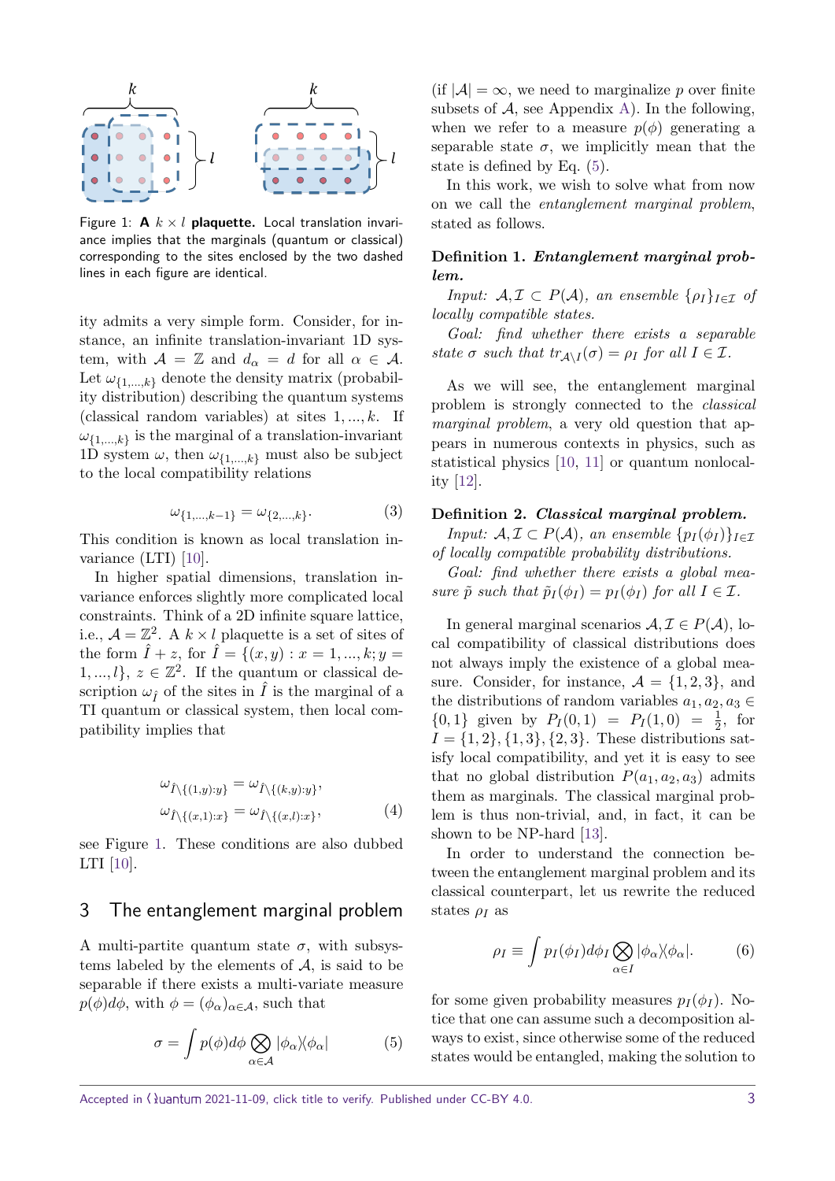Figure 1: **A** $k \times l$ **plaquette.** Local translation invariance implies that the marginals (quantum or classical) corresponding to the sites enclosed by the two dashed lines in each figure are identical.

ity admits a very simple form. Consider, for instance, an infinite translation-invariant 1D system, with $\mathcal{A} = \mathbb{Z}$ and $d_\alpha = d$ for all $\alpha \in \mathcal{A}$. Let $\omega_{\{1,...,k\}}$ denote the density matrix (probability distribution) describing the quantum systems (classical random variables) at sites $1, ..., k$. If $\omega_{\{1,...,k\}}$ is the marginal of a translation-invariant 1D system $\omega$, then $\omega_{\{1,...,k\}}$ must also be subject to the local compatibility relations

$$\omega_{\{1,...,k-1\}} = \omega_{\{2,...,k\}}. \tag{3}$$

This condition is known as local translation invariance (LTI) [10].

In higher spatial dimensions, translation invariance enforces slightly more complicated local constraints. Think of a 2D infinite square lattice, i.e., $\mathcal{A} = \mathbb{Z}^2$. A $k \times l$ plaquette is a set of sites of the form $\hat{I} + z$, for $\hat{I} = \{(x, y) : x = 1, ..., k; y = 1, ..., l\}$, $z \in \mathbb{Z}^2$. If the quantum or classical description $\omega_{\hat{I}}$ of the sites in $\hat{I}$ is the marginal of a TI quantum or classical system, then local compatibility implies that

$$\begin{aligned} \omega_{\hat{I}\setminus\{(1,y):y\}} &= \omega_{\hat{I}\setminus\{(k,y):y\}}, \\ \omega_{\hat{I}\setminus\{(x,1):x\}} &= \omega_{\hat{I}\setminus\{(x,l):x\}}, \end{aligned} \tag{4}$$

see Figure 1. These conditions are also dubbed LTI [10].

## 3 The entanglement marginal problem

A multi-partite quantum state $\sigma$, with subsystems labeled by the elements of $\mathcal{A}$, is said to be separable if there exists a multi-variate measure $p(\phi)d\phi$, with $\phi = (\phi_\alpha)_{\alpha\in\mathcal{A}}$, such that

$$\sigma = \int p(\phi)d\phi \bigotimes_{\alpha\in\mathcal{A}} |\phi_\alpha\rangle\langle\phi_\alpha| \tag{5}$$

(if $|\mathcal{A}| = \infty$, we need to marginalize $p$ over finite subsets of $\mathcal{A}$, see Appendix A). In the following, when we refer to a measure $p(\phi)$ generating a separable state $\sigma$, we implicitly mean that the state is defined by Eq. (5).

In this work, we wish to solve what from now on we call the *entanglement marginal problem*, stated as follows.

**Definition 1.** ***Entanglement marginal problem.***
*Input: $\mathcal{A}, \mathcal{I} \subset P(\mathcal{A})$, an ensemble $\{\rho_I\}_{I\in\mathcal{I}}$ of locally compatible states.*
*Goal: find whether there exists a separable state $\sigma$ such that $tr_{\mathcal{A}\setminus I}(\sigma) = \rho_I$ for all $I \in \mathcal{I}$.*

As we will see, the entanglement marginal problem is strongly connected to the *classical marginal problem*, a very old question that appears in numerous contexts in physics, such as statistical physics [10, 11] or quantum nonlocality [12].

**Definition 2.** ***Classical marginal problem.***
*Input: $\mathcal{A}, \mathcal{I} \subset P(\mathcal{A})$, an ensemble $\{p_I(\phi_I)\}_{I\in\mathcal{I}}$ of locally compatible probability distributions.*
*Goal: find whether there exists a global measure $\tilde{p}$ such that $\tilde{p}_I(\phi_I) = p_I(\phi_I)$ for all $I \in \mathcal{I}$.*

In general marginal scenarios $\mathcal{A}, \mathcal{I} \in P(\mathcal{A})$, local compatibility of classical distributions does not always imply the existence of a global measure. Consider, for instance, $\mathcal{A} = \{1, 2, 3\}$, and the distributions of random variables $a_1, a_2, a_3 \in \{0, 1\}$ given by $P_I(0, 1) = P_I(1, 0) = \frac{1}{2}$, for $I = \{1, 2\}, \{1, 3\}, \{2, 3\}$. These distributions satisfy local compatibility, and yet it is easy to see that no global distribution $P(a_1, a_2, a_3)$ admits them as marginals. The classical marginal problem is thus non-trivial, and, in fact, it can be shown to be NP-hard [13].

In order to understand the connection between the entanglement marginal problem and its classical counterpart, let us rewrite the reduced states $\rho_I$ as

$$\rho_I \equiv \int p_I(\phi_I)d\phi_I \bigotimes_{\alpha\in I} |\phi_\alpha\rangle\langle\phi_\alpha|. \tag{6}$$

for some given probability measures $p_I(\phi_I)$. Notice that one can assume such a decomposition always to exist, since otherwise some of the reduced states would be entangled, making the solution to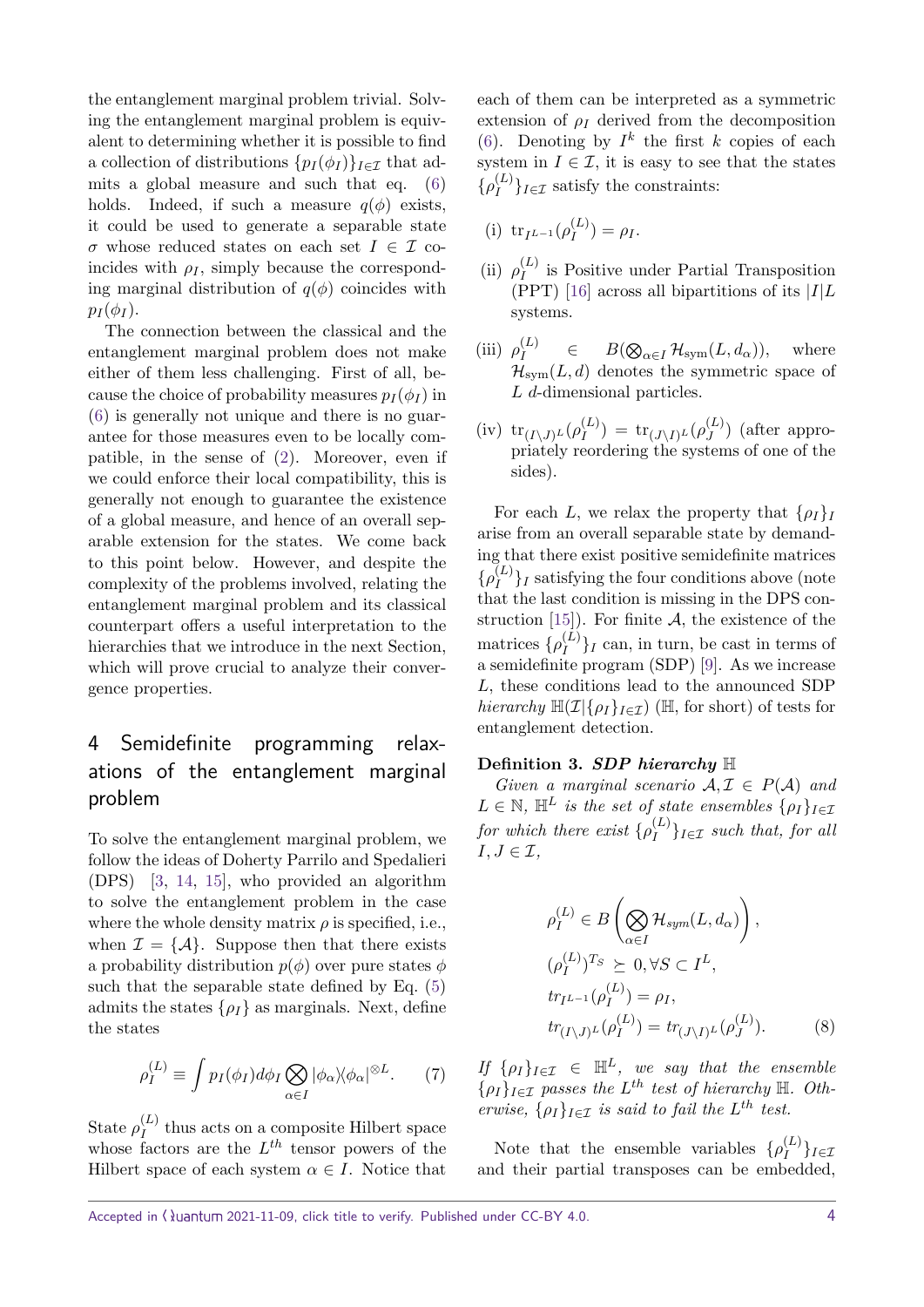the entanglement marginal problem trivial. Solving the entanglement marginal problem is equivalent to determining whether it is possible to find a collection of distributions $\{p_I(\phi_I)\}_{I\in\mathcal{I}}$ that admits a global measure and such that eq. (6) holds. Indeed, if such a measure $q(\phi)$ exists, it could be used to generate a separable state $\sigma$ whose reduced states on each set $I \in \mathcal{I}$ coincides with $\rho_I$, simply because the corresponding marginal distribution of $q(\phi)$ coincides with $p_I(\phi_I)$.

The connection between the classical and the entanglement marginal problem does not make either of them less challenging. First of all, because the choice of probability measures $p_I(\phi_I)$ in (6) is generally not unique and there is no guarantee for those measures even to be locally compatible, in the sense of (2). Moreover, even if we could enforce their local compatibility, this is generally not enough to guarantee the existence of a global measure, and hence of an overall separable extension for the states. We come back to this point below. However, and despite the complexity of the problems involved, relating the entanglement marginal problem and its classical counterpart offers a useful interpretation to the hierarchies that we introduce in the next Section, which will prove crucial to analyze their convergence properties.

## 4 Semidefinite programming relaxations of the entanglement marginal problem

To solve the entanglement marginal problem, we follow the ideas of Doherty Parrilo and Spedalieri (DPS) [3, 14, 15], who provided an algorithm to solve the entanglement problem in the case where the whole density matrix $\rho$ is specified, i.e., when $\mathcal{I} = \{\mathcal{A}\}$. Suppose then that there exists a probability distribution $p(\phi)$ over pure states $\phi$ such that the separable state defined by Eq. (5) admits the states $\{\rho_I\}$ as marginals. Next, define the states

$$\rho_I^{(L)} \equiv \int p_I(\phi_I) d\phi_I \bigotimes_{\alpha\in I} |\phi_\alpha\rangle\langle\phi_\alpha|^{\otimes L}. \tag{7}$$

State $\rho_I^{(L)}$ thus acts on a composite Hilbert space whose factors are the $L^{th}$ tensor powers of the Hilbert space of each system $\alpha \in I$. Notice that each of them can be interpreted as a symmetric extension of $\rho_I$ derived from the decomposition (6). Denoting by $I^k$ the first $k$ copies of each system in $I \in \mathcal{I}$, it is easy to see that the states $\{\rho_I^{(L)}\}_{I\in\mathcal{I}}$ satisfy the constraints:

(i) $\mathrm{tr}_{I^{L-1}}(\rho_I^{(L)}) = \rho_I$.

(ii) $\rho_I^{(L)}$ is Positive under Partial Transposition (PPT) [16] across all bipartitions of its $|I|L$ systems.

(iii) $\rho_I^{(L)} \in B(\bigotimes_{\alpha\in I} \mathcal{H}_{\mathrm{sym}}(L, d_\alpha))$, where $\mathcal{H}_{\mathrm{sym}}(L,d)$ denotes the symmetric space of $L$ $d$-dimensional particles.

(iv) $\mathrm{tr}_{(I\setminus J)^L}(\rho_I^{(L)}) = \mathrm{tr}_{(J\setminus I)^L}(\rho_J^{(L)})$ (after appropriately reordering the systems of one of the sides).

For each $L$, we relax the property that $\{\rho_I\}_I$ arise from an overall separable state by demanding that there exist positive semidefinite matrices $\{\rho_I^{(L)}\}_I$ satisfying the four conditions above (note that the last condition is missing in the DPS construction [15]). For finite $\mathcal{A}$, the existence of the matrices $\{\rho_I^{(L)}\}_I$ can, in turn, be cast in terms of a semidefinite program (SDP) [9]. As we increase $L$, these conditions lead to the announced SDP *hierarchy* $\mathbb{H}(\mathcal{I}|\{\rho_I\}_{I\in\mathcal{I}})$ ($\mathbb{H}$, for short) of tests for entanglement detection.

**Definition 3.** ***SDP hierarchy*** $\mathbb{H}$

*Given a marginal scenario* $\mathcal{A}, \mathcal{I} \in P(\mathcal{A})$ *and* $L \in \mathbb{N}$, $\mathbb{H}^L$ *is the set of state ensembles* $\{\rho_I\}_{I\in\mathcal{I}}$ *for which there exist* $\{\rho_I^{(L)}\}_{I\in\mathcal{I}}$ *such that, for all* $I, J \in \mathcal{I}$,

$$\begin{aligned}
&\rho_I^{(L)} \in B\left(\bigotimes_{\alpha\in I} \mathcal{H}_{sym}(L, d_\alpha)\right),\\
&(\rho_I^{(L)})^{T_S} \succeq 0, \forall S \subset I^L,\\
&tr_{I^{L-1}}(\rho_I^{(L)}) = \rho_I,\\
&tr_{(I\setminus J)^L}(\rho_I^{(L)}) = tr_{(J\setminus I)^L}(\rho_J^{(L)}).
\end{aligned} \tag{8}$$

*If* $\{\rho_I\}_{I\in\mathcal{I}} \in \mathbb{H}^L$, *we say that the ensemble* $\{\rho_I\}_{I\in\mathcal{I}}$ *passes the* $L^{th}$ *test of hierarchy* $\mathbb{H}$. *Otherwise,* $\{\rho_I\}_{I\in\mathcal{I}}$ *is said to fail the* $L^{th}$ *test.*

Note that the ensemble variables $\{\rho_I^{(L)}\}_{I\in\mathcal{I}}$ and their partial transposes can be embedded,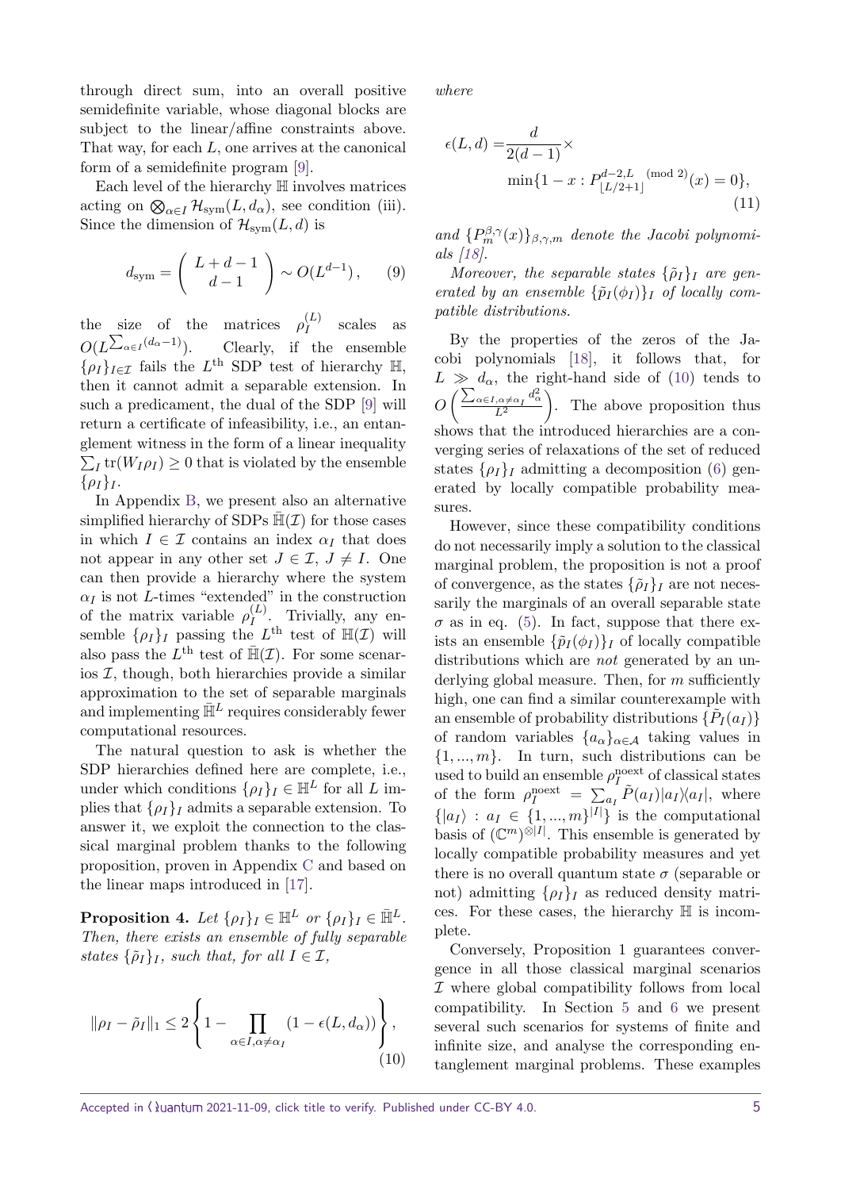through direct sum, into an overall positive semidefinite variable, whose diagonal blocks are subject to the linear/affine constraints above. That way, for each $L$, one arrives at the canonical form of a semidefinite program [9].

Each level of the hierarchy $\mathbb{H}$ involves matrices acting on $\bigotimes_{\alpha\in I}\mathcal{H}_{\rm sym}(L,d_\alpha)$, see condition (iii). Since the dimension of $\mathcal{H}_{\rm sym}(L,d)$ is

$$d_{\rm sym} = \left(\begin{array}{c} L+d-1 \\ d-1 \end{array}\right) \sim O(L^{d-1}), \qquad (9)$$

the size of the matrices $\rho_I^{(L)}$ scales as $O(L^{\sum_{\alpha\in I}(d_\alpha-1)})$. Clearly, if the ensemble $\{\rho_I\}_{I\in\mathcal{I}}$ fails the $L^{\rm th}$ SDP test of hierarchy $\mathbb{H}$, then it cannot admit a separable extension. In such a predicament, the dual of the SDP [9] will return a certificate of infeasibility, i.e., an entanglement witness in the form of a linear inequality $\sum_I \operatorname{tr}(W_I\rho_I)\geq 0$ that is violated by the ensemble $\{\rho_I\}_I$.

In Appendix B, we present also an alternative simplified hierarchy of SDPs $\bar{\mathbb{H}}(\mathcal{I})$ for those cases in which $I\in\mathcal{I}$ contains an index $\alpha_I$ that does not appear in any other set $J\in\mathcal{I}$, $J\neq I$. One can then provide a hierarchy where the system $\alpha_I$ is not $L$-times "extended" in the construction of the matrix variable $\rho_I^{(L)}$. Trivially, any ensemble $\{\rho_I\}_I$ passing the $L^{\rm th}$ test of $\mathbb{H}(\mathcal{I})$ will also pass the $L^{\rm th}$ test of $\bar{\mathbb{H}}(\mathcal{I})$. For some scenarios $\mathcal{I}$, though, both hierarchies provide a similar approximation to the set of separable marginals and implementing $\bar{\mathbb{H}}^L$ requires considerably fewer computational resources.

The natural question to ask is whether the SDP hierarchies defined here are complete, i.e., under which conditions $\{\rho_I\}_I\in\mathbb{H}^L$ for all $L$ implies that $\{\rho_I\}_I$ admits a separable extension. To answer it, we exploit the connection to the classical marginal problem thanks to the following proposition, proven in Appendix C and based on the linear maps introduced in [17].

**Proposition 4.** *Let $\{\rho_I\}_I\in\mathbb{H}^L$ or $\{\rho_I\}_I\in\bar{\mathbb{H}}^L$. Then, there exists an ensemble of fully separable states $\{\tilde{\rho}_I\}_I$, such that, for all $I\in\mathcal{I}$,*

$$\|\rho_I-\tilde{\rho}_I\|_1 \leq 2\left\{1-\prod_{\alpha\in I,\alpha\neq\alpha_I}(1-\epsilon(L,d_\alpha))\right\}, \qquad (10)$$

*where*

$$\begin{aligned}\epsilon(L,d) =& \frac{d}{2(d-1)}\times \\ & \min\{1-x : P^{d-2,L \pmod 2}_{\lfloor L/2+1\rfloor}(x)=0\},\end{aligned} \qquad (11)$$

*and $\{P_m^{\beta,\gamma}(x)\}_{\beta,\gamma,m}$ denote the Jacobi polynomials [18].*

*Moreover, the separable states $\{\tilde{\rho}_I\}_I$ are generated by an ensemble $\{\tilde{p}_I(\phi_I)\}_I$ of locally compatible distributions.*

By the properties of the zeros of the Jacobi polynomials [18], it follows that, for $L\gg d_\alpha$, the right-hand side of (10) tends to $O\left(\frac{\sum_{\alpha\in I,\alpha\neq\alpha_I}d_\alpha^2}{L^2}\right)$. The above proposition thus shows that the introduced hierarchies are a converging series of relaxations of the set of reduced states $\{\rho_I\}_I$ admitting a decomposition (6) generated by locally compatible probability measures.

However, since these compatibility conditions do not necessarily imply a solution to the classical marginal problem, the proposition is not a proof of convergence, as the states $\{\tilde{\rho}_I\}_I$ are not necessarily the marginals of an overall separable state $\sigma$ as in eq. (5). In fact, suppose that there exists an ensemble $\{\tilde{p}_I(\phi_I)\}_I$ of locally compatible distributions which are *not* generated by an underlying global measure. Then, for $m$ sufficiently high, one can find a similar counterexample with an ensemble of probability distributions $\{\tilde{P}_I(a_I)\}$ of random variables $\{a_\alpha\}_{\alpha\in\mathcal{A}}$ taking values in $\{1,...,m\}$. In turn, such distributions can be used to build an ensemble $\rho_I^{\rm noext}$ of classical states of the form $\rho_I^{\rm noext}=\sum_{a_I}\tilde{P}(a_I)|a_I\rangle\langle a_I|$, where $\{|a_I\rangle : a_I\in\{1,...,m\}^{|I|}\}$ is the computational basis of $(\mathbb{C}^m)^{\otimes|I|}$. This ensemble is generated by locally compatible probability measures and yet there is no overall quantum state $\sigma$ (separable or not) admitting $\{\rho_I\}_I$ as reduced density matrices. For these cases, the hierarchy $\mathbb{H}$ is incomplete.

Conversely, Proposition 1 guarantees convergence in all those classical marginal scenarios $\mathcal{I}$ where global compatibility follows from local compatibility. In Section 5 and 6 we present several such scenarios for systems of finite and infinite size, and analyse the corresponding entanglement marginal problems. These examples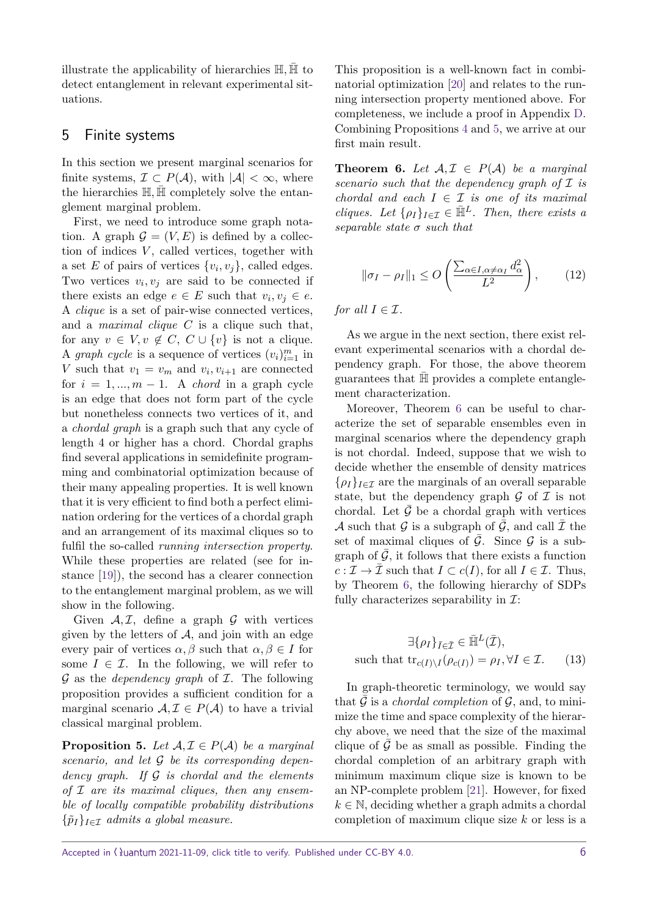illustrate the applicability of hierarchies $\mathbb{H}, \bar{\mathbb{H}}$ to detect entanglement in relevant experimental situations.

## 5 Finite systems

In this section we present marginal scenarios for finite systems, $\mathcal{I} \subset P(\mathcal{A})$, with $|\mathcal{A}| < \infty$, where the hierarchies $\mathbb{H}, \bar{\mathbb{H}}$ completely solve the entanglement marginal problem.

First, we need to introduce some graph notation. A graph $\mathcal{G} = (V, E)$ is defined by a collection of indices $V$, called vertices, together with a set $E$ of pairs of vertices $\{v_i, v_j\}$, called edges. Two vertices $v_i, v_j$ are said to be connected if there exists an edge $e \in E$ such that $v_i, v_j \in e$. A *clique* is a set of pair-wise connected vertices, and a *maximal clique* $C$ is a clique such that, for any $v \in V, v \notin C$, $C \cup \{v\}$ is not a clique. A *graph cycle* is a sequence of vertices $(v_i)_{i=1}^m$ in $V$ such that $v_1 = v_m$ and $v_i, v_{i+1}$ are connected for $i = 1, ..., m-1$. A *chord* in a graph cycle is an edge that does not form part of the cycle but nonetheless connects two vertices of it, and a *chordal graph* is a graph such that any cycle of length 4 or higher has a chord. Chordal graphs find several applications in semidefinite programming and combinatorial optimization because of their many appealing properties. It is well known that it is very efficient to find both a perfect elimination ordering for the vertices of a chordal graph and an arrangement of its maximal cliques so to fulfil the so-called *running intersection property*. While these properties are related (see for instance [19]), the second has a clearer connection to the entanglement marginal problem, as we will show in the following.

Given $\mathcal{A}, \mathcal{I}$, define a graph $\mathcal{G}$ with vertices given by the letters of $\mathcal{A}$, and join with an edge every pair of vertices $\alpha, \beta$ such that $\alpha, \beta \in I$ for some $I \in \mathcal{I}$. In the following, we will refer to $\mathcal{G}$ as the *dependency graph* of $\mathcal{I}$. The following proposition provides a sufficient condition for a marginal scenario $\mathcal{A}, \mathcal{I} \in P(\mathcal{A})$ to have a trivial classical marginal problem.

**Proposition 5.** *Let $\mathcal{A}, \mathcal{I} \in P(\mathcal{A})$ be a marginal scenario, and let $\mathcal{G}$ be its corresponding dependency graph. If $\mathcal{G}$ is chordal and the elements of $\mathcal{I}$ are its maximal cliques, then any ensemble of locally compatible probability distributions $\{\tilde{p}_I\}_{I\in\mathcal{I}}$ admits a global measure.*

This proposition is a well-known fact in combinatorial optimization [20] and relates to the running intersection property mentioned above. For completeness, we include a proof in Appendix D. Combining Propositions 4 and 5, we arrive at our first main result.

**Theorem 6.** *Let $\mathcal{A}, \mathcal{I} \in P(\mathcal{A})$ be a marginal scenario such that the dependency graph of $\mathcal{I}$ is chordal and each $I \in \mathcal{I}$ is one of its maximal cliques. Let $\{\rho_I\}_{I\in\mathcal{I}} \in \bar{\mathbb{H}}^L$. Then, there exists a separable state $\sigma$ such that*

$$\|\sigma_I - \rho_I\|_1 \leq O\left(\frac{\sum_{\alpha\in I, \alpha\neq\alpha_I} d_\alpha^2}{L^2}\right), \qquad (12)$$

*for all $I \in \mathcal{I}$.*

As we argue in the next section, there exist relevant experimental scenarios with a chordal dependency graph. For those, the above theorem guarantees that $\bar{\mathbb{H}}$ provides a complete entanglement characterization.

Moreover, Theorem 6 can be useful to characterize the set of separable ensembles even in marginal scenarios where the dependency graph is not chordal. Indeed, suppose that we wish to decide whether the ensemble of density matrices $\{\rho_I\}_{I\in\mathcal{I}}$ are the marginals of an overall separable state, but the dependency graph $\mathcal{G}$ of $\mathcal{I}$ is not chordal. Let $\bar{\mathcal{G}}$ be a chordal graph with vertices $\mathcal{A}$ such that $\mathcal{G}$ is a subgraph of $\bar{\mathcal{G}}$, and call $\bar{\mathcal{I}}$ the set of maximal cliques of $\bar{\mathcal{G}}$. Since $\mathcal{G}$ is a subgraph of $\bar{\mathcal{G}}$, it follows that there exists a function $c : \mathcal{I} \to \bar{\mathcal{I}}$ such that $I \subset c(I)$, for all $I \in \mathcal{I}$. Thus, by Theorem 6, the following hierarchy of SDPs fully characterizes separability in $\mathcal{I}$:

$$\begin{gathered}\exists\{\rho_I\}_{\bar{I}\in\bar{\mathcal{I}}} \in \bar{\mathbb{H}}^L(\bar{\mathcal{I}}), \\ \text{such that } \operatorname{tr}_{c(I)\setminus I}(\rho_{c(I)}) = \rho_I, \forall I \in \mathcal{I}.\end{gathered} \qquad (13)$$

In graph-theoretic terminology, we would say that $\bar{\mathcal{G}}$ is a *chordal completion* of $\mathcal{G}$, and, to minimize the time and space complexity of the hierarchy above, we need that the size of the maximal clique of $\bar{\mathcal{G}}$ be as small as possible. Finding the chordal completion of an arbitrary graph with minimum maximum clique size is known to be an NP-complete problem [21]. However, for fixed $k \in \mathbb{N}$, deciding whether a graph admits a chordal completion of maximum clique size $k$ or less is a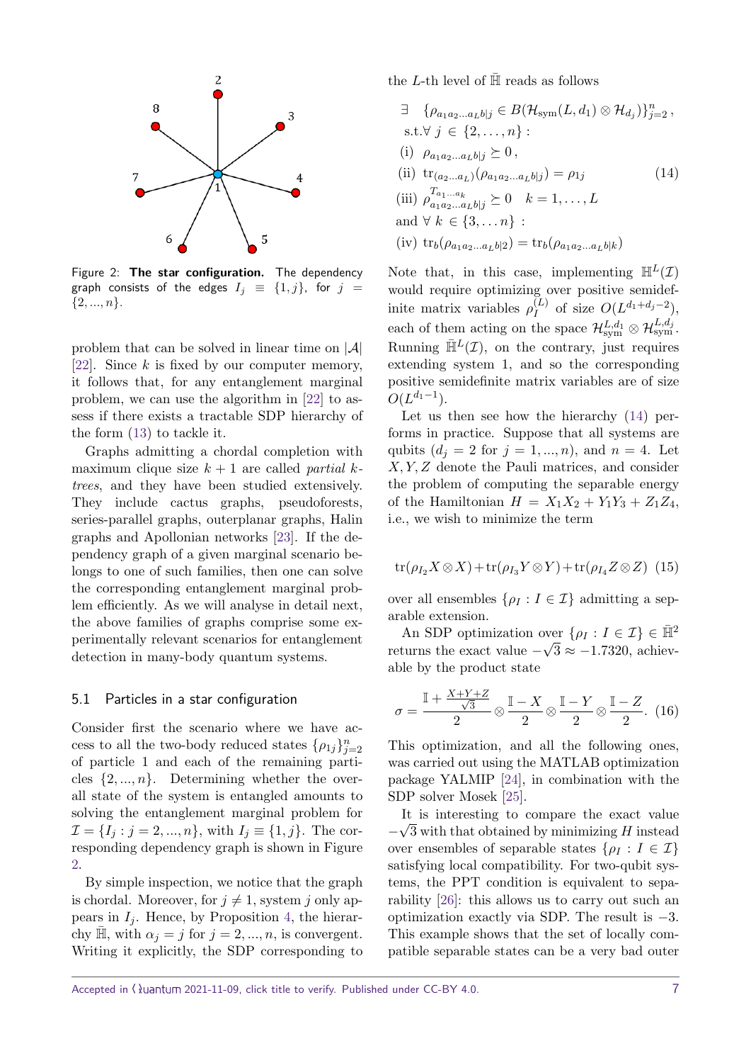Figure 2: **The star configuration.** The dependency graph consists of the edges $I_j \equiv \{1, j\}$, for $j = \{2, ..., n\}$.

problem that can be solved in linear time on $|\mathcal{A}|$ [22]. Since $k$ is fixed by our computer memory, it follows that, for any entanglement marginal problem, we can use the algorithm in [22] to assess if there exists a tractable SDP hierarchy of the form (13) to tackle it.

Graphs admitting a chordal completion with maximum clique size $k+1$ are called *partial k-trees*, and they have been studied extensively. They include cactus graphs, pseudoforests, series-parallel graphs, outerplanar graphs, Halin graphs and Apollonian networks [23]. If the dependency graph of a given marginal scenario belongs to one of such families, then one can solve the corresponding entanglement marginal problem efficiently. As we will analyse in detail next, the above families of graphs comprise some experimentally relevant scenarios for entanglement detection in many-body quantum systems.

### 5.1 Particles in a star configuration

Consider first the scenario where we have access to all the two-body reduced states $\{\rho_{1j}\}_{j=2}^n$ of particle 1 and each of the remaining particles $\{2, ..., n\}$. Determining whether the overall state of the system is entangled amounts to solving the entanglement marginal problem for $\mathcal{I} = \{I_j : j = 2, ..., n\}$, with $I_j \equiv \{1, j\}$. The corresponding dependency graph is shown in Figure 2.

By simple inspection, we notice that the graph is chordal. Moreover, for $j \neq 1$, system $j$ only appears in $I_j$. Hence, by Proposition 4, the hierarchy $\bar{\mathbb{H}}$, with $\alpha_j = j$ for $j = 2, ..., n$, is convergent. Writing it explicitly, the SDP corresponding to the $L$-th level of $\bar{\mathbb{H}}$ reads as follows

$$
\begin{aligned}
&\exists \quad \{\rho_{a_1 a_2 \ldots a_L b|j} \in B(\mathcal{H}_{\text{sym}}(L, d_1) \otimes \mathcal{H}_{d_j})\}_{j=2}^n, \\
&\text{s.t.} \forall\ j \in \{2, \ldots, n\} : \\
&\text{(i)} \ \ \rho_{a_1 a_2 \ldots a_L b|j} \succeq 0, \\
&\text{(ii)} \ \ \text{tr}_{(a_2 \ldots a_L)}(\rho_{a_1 a_2 \ldots a_L b|j}) = \rho_{1j} \\
&\text{(iii)} \ \ \rho_{a_1 a_2 \ldots a_L b|j}^{T_{a_1 \ldots a_k}} \succeq 0 \quad k = 1, \ldots, L \\
&\text{and} \ \forall\ k \in \{3, \ldots n\} : \\
&\text{(iv)} \ \ \text{tr}_b(\rho_{a_1 a_2 \ldots a_L b|2}) = \text{tr}_b(\rho_{a_1 a_2 \ldots a_L b|k})
\end{aligned}
\tag{14}
$$

Note that, in this case, implementing $\mathbb{H}^L(\mathcal{I})$ would require optimizing over positive semidefinite matrix variables $\rho_I^{(L)}$ of size $O(L^{d_1+d_j-2})$, each of them acting on the space $\mathcal{H}_{\text{sym}}^{L,d_1} \otimes \mathcal{H}_{\text{sym}}^{L,d_j}$. Running $\bar{\mathbb{H}}^L(\mathcal{I})$, on the contrary, just requires extending system 1, and so the corresponding positive semidefinite matrix variables are of size $O(L^{d_1-1})$.

Let us then see how the hierarchy (14) performs in practice. Suppose that all systems are qubits ($d_j = 2$ for $j = 1, ..., n$), and $n = 4$. Let $X, Y, Z$ denote the Pauli matrices, and consider the problem of computing the separable energy of the Hamiltonian $H = X_1 X_2 + Y_1 Y_3 + Z_1 Z_4$, i.e., we wish to minimize the term

$$
\text{tr}(\rho_{I_2} X \otimes X) + \text{tr}(\rho_{I_3} Y \otimes Y) + \text{tr}(\rho_{I_4} Z \otimes Z) \tag{15}
$$

over all ensembles $\{\rho_I : I \in \mathcal{I}\}$ admitting a separable extension.

An SDP optimization over $\{\rho_I : I \in \mathcal{I}\} \in \bar{\mathbb{H}}^2$ returns the exact value $-\sqrt{3} \approx -1.7320$, achievable by the product state

$$
\sigma = \frac{\mathbb{I} + \frac{X+Y+Z}{\sqrt{3}}}{2} \otimes \frac{\mathbb{I} - X}{2} \otimes \frac{\mathbb{I} - Y}{2} \otimes \frac{\mathbb{I} - Z}{2}. \tag{16}
$$

This optimization, and all the following ones, was carried out using the MATLAB optimization package YALMIP [24], in combination with the SDP solver Mosek [25].

It is interesting to compare the exact value $-\sqrt{3}$ with that obtained by minimizing $H$ instead over ensembles of separable states $\{\rho_I : I \in \mathcal{I}\}$ satisfying local compatibility. For two-qubit systems, the PPT condition is equivalent to separability [26]: this allows us to carry out such an optimization exactly via SDP. The result is $-3$. This example shows that the set of locally compatible separable states can be a very bad outer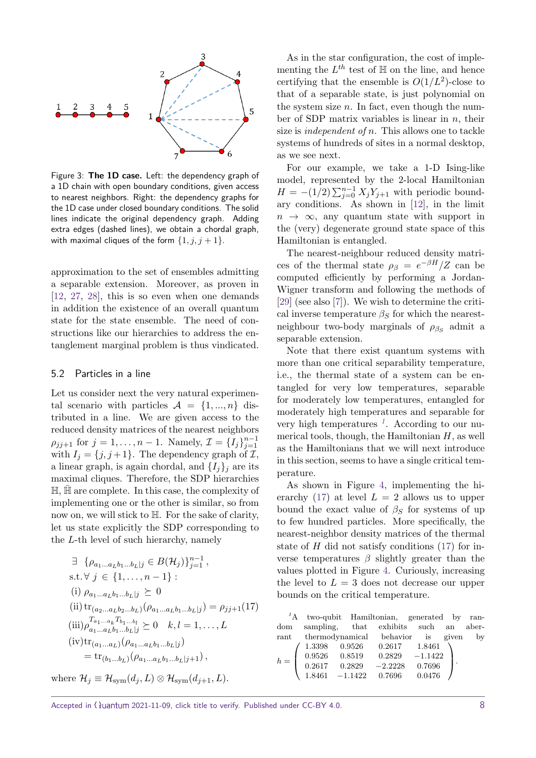Figure 3: **The 1D case.** Left: the dependency graph of a 1D chain with open boundary conditions, given access to nearest neighbors. Right: the dependency graphs for the 1D case under closed boundary conditions. The solid lines indicate the original dependency graph. Adding extra edges (dashed lines), we obtain a chordal graph, with maximal cliques of the form $\{1, j, j+1\}$.

approximation to the set of ensembles admitting a separable extension. Moreover, as proven in [12, 27, 28], this is so even when one demands in addition the existence of an overall quantum state for the state ensemble. The need of constructions like our hierarchies to address the entanglement marginal problem is thus vindicated.

## 5.2 Particles in a line

Let us consider next the very natural experimental scenario with particles $\mathcal{A} = \{1, ..., n\}$ distributed in a line. We are given access to the reduced density matrices of the nearest neighbors $\rho_{jj+1}$ for $j = 1, \ldots, n-1$. Namely, $\mathcal{I} = \{I_j\}_{j=1}^{n-1}$ with $I_j = \{j, j+1\}$. The dependency graph of $\mathcal{I}$, a linear graph, is again chordal, and $\{I_j\}_j$ are its maximal cliques. Therefore, the SDP hierarchies $\mathbb{H}$, $\bar{\mathbb{H}}$ are complete. In this case, the complexity of implementing one or the other is similar, so from now on, we will stick to $\mathbb{H}$. For the sake of clarity, let us state explicitly the SDP corresponding to the $L$-th level of such hierarchy, namely

$$
\begin{aligned}
&\exists \ \{\rho_{a_1\ldots a_L b_1 \ldots b_L|j} \in B(\mathcal{H}_j)\}_{j=1}^{n-1}, \\
&\text{s.t.} \forall \ j \in \{1, \ldots, n-1\}: \\
&\text{(i)} \ \rho_{a_1\ldots a_L b_1 \ldots b_L|j} \succeq 0 \\
&\text{(ii)} \ \text{tr}_{(a_2\ldots a_L b_2 \ldots b_L)}(\rho_{a_1\ldots a_L b_1 \ldots b_L|j}) = \rho_{jj+1} \qquad (17)\\
&\text{(iii)} \rho^{T_{a_1\ldots a_k} T_{b_1\ldots b_l}}_{a_1\ldots a_L b_1\ldots b_L|j} \succeq 0 \quad k, l = 1, \ldots, L \\
&\text{(iv)} \text{tr}_{(a_1\ldots a_L)}(\rho_{a_1\ldots a_L b_1 \ldots b_L|j}) \\
&\qquad = \text{tr}_{(b_1\ldots b_L)}(\rho_{a_1\ldots a_L b_1 \ldots b_L|j+1}),
\end{aligned}
$$

where $\mathcal{H}_j \equiv \mathcal{H}_{\text{sym}}(d_j, L) \otimes \mathcal{H}_{\text{sym}}(d_{j+1}, L)$.

As in the star configuration, the cost of implementing the $L^{th}$ test of $\mathbb{H}$ on the line, and hence certifying that the ensemble is $O(1/L^2)$-close to that of a separable state, is just polynomial on the system size $n$. In fact, even though the number of SDP matrix variables is linear in $n$, their size is *independent of* $n$. This allows one to tackle systems of hundreds of sites in a normal desktop, as we see next.

For our example, we take a 1-D Ising-like model, represented by the 2-local Hamiltonian $H = -(1/2)\sum_{j=0}^{n-1} X_j Y_{j+1}$ with periodic boundary conditions. As shown in [12], in the limit $n \to \infty$, any quantum state with support in the (very) degenerate ground state space of this Hamiltonian is entangled.

The nearest-neighbour reduced density matrices of the thermal state $\rho_\beta = e^{-\beta H}/Z$ can be computed efficiently by performing a Jordan-Wigner transform and following the methods of [29] (see also [7]). We wish to determine the critical inverse temperature $\beta_S$ for which the nearest-neighbour two-body marginals of $\rho_{\beta_S}$ admit a separable extension.

Note that there exist quantum systems with more than one critical separability temperature, i.e., the thermal state of a system can be entangled for very low temperatures, separable for moderately low temperatures, entangled for moderately high temperatures and separable for very high temperatures [1]. According to our numerical tools, though, the Hamiltonian $H$, as well as the Hamiltonians that we will next introduce in this section, seems to have a single critical temperature.

As shown in Figure 4, implementing the hierarchy (17) at level $L = 2$ allows us to upper bound the exact value of $\beta_S$ for systems of up to few hundred particles. More specifically, the nearest-neighbor density matrices of the thermal state of $H$ did not satisfy conditions (17) for inverse temperatures $\beta$ slightly greater than the values plotted in Figure 4. Curiously, increasing the level to $L = 3$ does not decrease our upper bounds on the critical temperature.

[1] A two-qubit Hamiltonian, generated by random sampling, that exhibits such an aberrant thermodynamical behavior is given by

$$
h = \begin{pmatrix} 1.3398 & 0.9526 & 0.2617 & 1.8461 \\ 0.9526 & 0.8519 & 0.2829 & -1.1422 \\ 0.2617 & 0.2829 & -2.2228 & 0.7696 \\ 1.8461 & -1.1422 & 0.7696 & 0.0476 \end{pmatrix}.
$$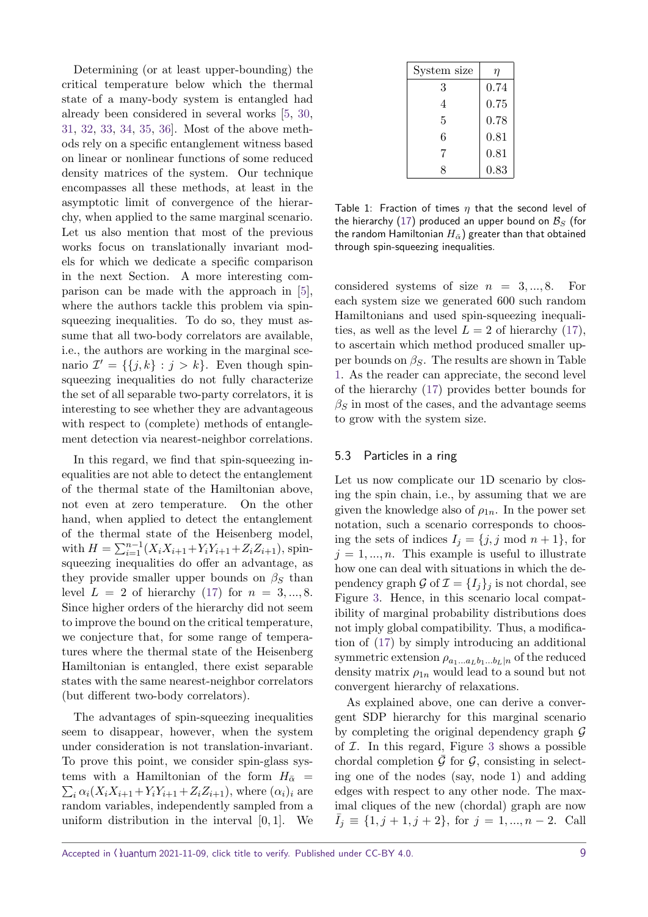Determining (or at least upper-bounding) the critical temperature below which the thermal state of a many-body system is entangled had already been considered in several works [5, 30, 31, 32, 33, 34, 35, 36]. Most of the above methods rely on a specific entanglement witness based on linear or nonlinear functions of some reduced density matrices of the system. Our technique encompasses all these methods, at least in the asymptotic limit of convergence of the hierarchy, when applied to the same marginal scenario. Let us also mention that most of the previous works focus on translationally invariant models for which we dedicate a specific comparison in the next Section. A more interesting comparison can be made with the approach in [5], where the authors tackle this problem via spin-squeezing inequalities. To do so, they must assume that all two-body correlators are available, i.e., the authors are working in the marginal scenario $\mathcal{I}' = \{\{j,k\} : j > k\}$. Even though spin-squeezing inequalities do not fully characterize the set of all separable two-party correlators, it is interesting to see whether they are advantageous with respect to (complete) methods of entanglement detection via nearest-neighbor correlations.

In this regard, we find that spin-squeezing inequalities are not able to detect the entanglement of the thermal state of the Hamiltonian above, not even at zero temperature. On the other hand, when applied to detect the entanglement of the thermal state of the Heisenberg model, with $H = \sum_{i=1}^{n-1}(X_iX_{i+1}+Y_iY_{i+1}+Z_iZ_{i+1})$, spin-squeezing inequalities do offer an advantage, as they provide smaller upper bounds on $\beta_S$ than level $L = 2$ of hierarchy (17) for $n = 3,...,8$. Since higher orders of the hierarchy did not seem to improve the bound on the critical temperature, we conjecture that, for some range of temperatures where the thermal state of the Heisenberg Hamiltonian is entangled, there exist separable states with the same nearest-neighbor correlators (but different two-body correlators).

The advantages of spin-squeezing inequalities seem to disappear, however, when the system under consideration is not translation-invariant. To prove this point, we consider spin-glass systems with a Hamiltonian of the form $H_{\bar{\alpha}} = \sum_i \alpha_i(X_iX_{i+1}+Y_iY_{i+1}+Z_iZ_{i+1})$, where $(\alpha_i)_i$ are random variables, independently sampled from a uniform distribution in the interval $[0,1]$. We considered systems of size $n = 3,...,8$. For each system size we generated 600 such random Hamiltonians and used spin-squeezing inequalities, as well as the level $L = 2$ of hierarchy (17), to ascertain which method produced smaller upper bounds on $\beta_S$. The results are shown in Table 1. As the reader can appreciate, the second level of the hierarchy (17) provides better bounds for $\beta_S$ in most of the cases, and the advantage seems to grow with the system size.

| System size | $\eta$ |
|---|---|
| 3 | 0.74 |
| 4 | 0.75 |
| 5 | 0.78 |
| 6 | 0.81 |
| 7 | 0.81 |
| 8 | 0.83 |

Table 1: Fraction of times $\eta$ that the second level of the hierarchy (17) produced an upper bound on $\mathcal{B}_S$ (for the random Hamiltonian $H_{\bar{\alpha}}$) greater than that obtained through spin-squeezing inequalities.

### 5.3 Particles in a ring

Let us now complicate our 1D scenario by closing the spin chain, i.e., by assuming that we are given the knowledge also of $\rho_{1n}$. In the power set notation, such a scenario corresponds to choosing the sets of indices $I_j = \{j, j \bmod n+1\}$, for $j = 1,...,n$. This example is useful to illustrate how one can deal with situations in which the dependency graph $\mathcal{G}$ of $\mathcal{I} = \{I_j\}_j$ is not chordal, see Figure 3. Hence, in this scenario local compatibility of marginal probability distributions does not imply global compatibility. Thus, a modification of (17) by simply introducing an additional symmetric extension $\rho_{a_1...a_Lb_1...b_L|n}$ of the reduced density matrix $\rho_{1n}$ would lead to a sound but not convergent hierarchy of relaxations.

As explained above, one can derive a convergent SDP hierarchy for this marginal scenario by completing the original dependency graph $\mathcal{G}$ of $\mathcal{I}$. In this regard, Figure 3 shows a possible chordal completion $\bar{\mathcal{G}}$ for $\mathcal{G}$, consisting in selecting one of the nodes (say, node 1) and adding edges with respect to any other node. The maximal cliques of the new (chordal) graph are now $\bar{I}_j \equiv \{1, j+1, j+2\}$, for $j = 1,...,n-2$. Call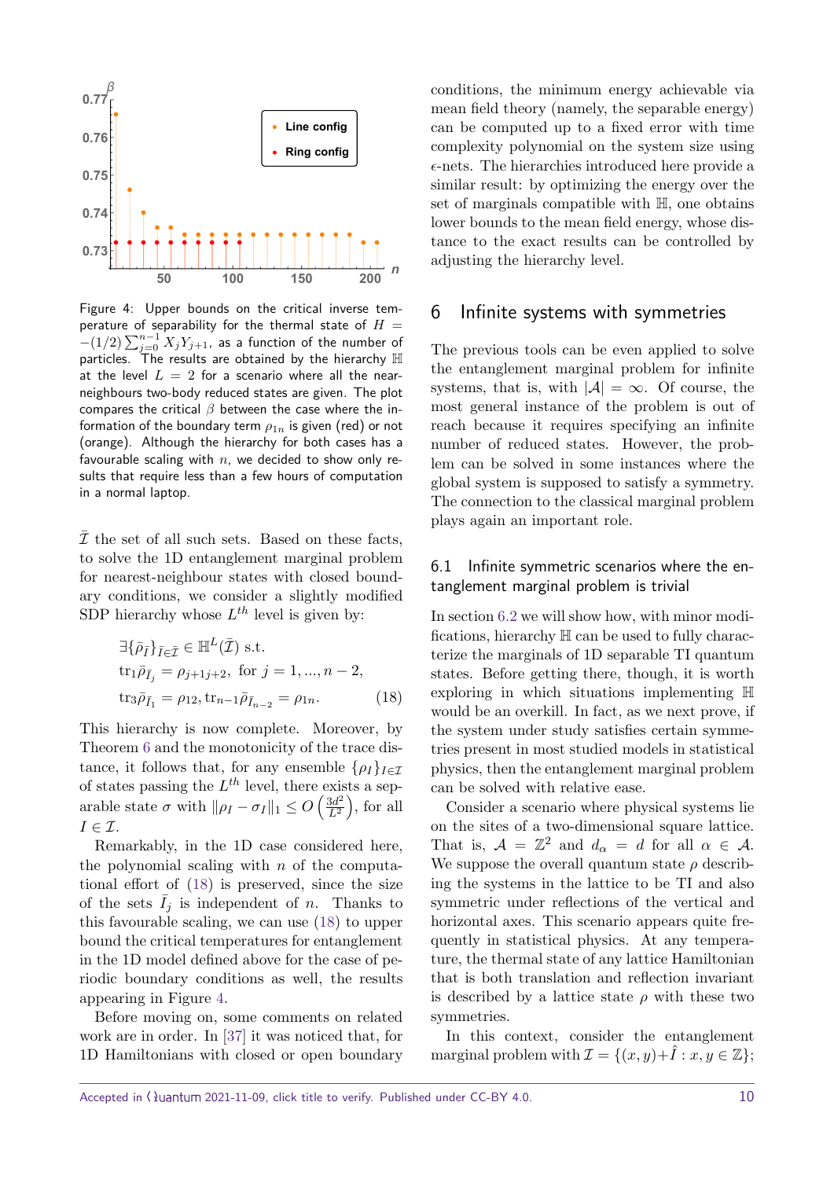Figure 4: Upper bounds on the critical inverse temperature of separability for the thermal state of $H = -(1/2)\sum_{j=0}^{n-1} X_j Y_{j+1}$, as a function of the number of particles. The results are obtained by the hierarchy $\mathbb{H}$ at the level $L = 2$ for a scenario where all the near-neighbours two-body reduced states are given. The plot compares the critical $\beta$ between the case where the information of the boundary term $\rho_{1n}$ is given (red) or not (orange). Although the hierarchy for both cases has a favourable scaling with $n$, we decided to show only results that require less than a few hours of computation in a normal laptop.

$\bar{\mathcal{I}}$ the set of all such sets. Based on these facts, to solve the 1D entanglement marginal problem for nearest-neighbour states with closed boundary conditions, we consider a slightly modified SDP hierarchy whose $L^{th}$ level is given by:

$$\begin{aligned}
&\exists \{\bar{\rho}_{\bar{I}}\}_{\bar{I}\in\bar{\mathcal{I}}} \in \mathbb{H}^L(\bar{\mathcal{I}}) \text{ s.t.} \\
&\text{tr}_1 \bar{\rho}_{\bar{I}_j} = \rho_{j+1j+2}, \text{ for } j = 1, ..., n-2, \\
&\text{tr}_3 \bar{\rho}_{\bar{I}_1} = \rho_{12}, \text{tr}_{n-1} \bar{\rho}_{\bar{I}_{n-2}} = \rho_{1n}. \qquad (18)
\end{aligned}$$

This hierarchy is now complete. Moreover, by Theorem 6 and the monotonicity of the trace distance, it follows that, for any ensemble $\{\rho_I\}_{I\in\mathcal{I}}$ of states passing the $L^{th}$ level, there exists a separable state $\sigma$ with $\|\rho_I - \sigma_I\|_1 \le O\left(\frac{3d^2}{L^2}\right)$, for all $I \in \mathcal{I}$.

Remarkably, in the 1D case considered here, the polynomial scaling with $n$ of the computational effort of (18) is preserved, since the size of the sets $\bar{I}_j$ is independent of $n$. Thanks to this favourable scaling, we can use (18) to upper bound the critical temperatures for entanglement in the 1D model defined above for the case of periodic boundary conditions as well, the results appearing in Figure 4.

Before moving on, some comments on related work are in order. In [37] it was noticed that, for 1D Hamiltonians with closed or open boundary conditions, the minimum energy achievable via mean field theory (namely, the separable energy) can be computed up to a fixed error with time complexity polynomial on the system size using $\epsilon$-nets. The hierarchies introduced here provide a similar result: by optimizing the energy over the set of marginals compatible with $\mathbb{H}$, one obtains lower bounds to the mean field energy, whose distance to the exact results can be controlled by adjusting the hierarchy level.

## 6 Infinite systems with symmetries

The previous tools can be even applied to solve the entanglement marginal problem for infinite systems, that is, with $|\mathcal{A}| = \infty$. Of course, the most general instance of the problem is out of reach because it requires specifying an infinite number of reduced states. However, the problem can be solved in some instances where the global system is supposed to satisfy a symmetry. The connection to the classical marginal problem plays again an important role.

### 6.1 Infinite symmetric scenarios where the entanglement marginal problem is trivial

In section 6.2 we will show how, with minor modifications, hierarchy $\mathbb{H}$ can be used to fully characterize the marginals of 1D separable TI quantum states. Before getting there, though, it is worth exploring in which situations implementing $\mathbb{H}$ would be an overkill. In fact, as we next prove, if the system under study satisfies certain symmetries present in most studied models in statistical physics, then the entanglement marginal problem can be solved with relative ease.

Consider a scenario where physical systems lie on the sites of a two-dimensional square lattice. That is, $\mathcal{A} = \mathbb{Z}^2$ and $d_\alpha = d$ for all $\alpha \in \mathcal{A}$. We suppose the overall quantum state $\rho$ describing the systems in the lattice to be TI and also symmetric under reflections of the vertical and horizontal axes. This scenario appears quite frequently in statistical physics. At any temperature, the thermal state of any lattice Hamiltonian that is both translation and reflection invariant is described by a lattice state $\rho$ with these two symmetries.

In this context, consider the entanglement marginal problem with $\mathcal{I} = \{(x, y) + \hat{I} : x, y \in \mathbb{Z}\}$;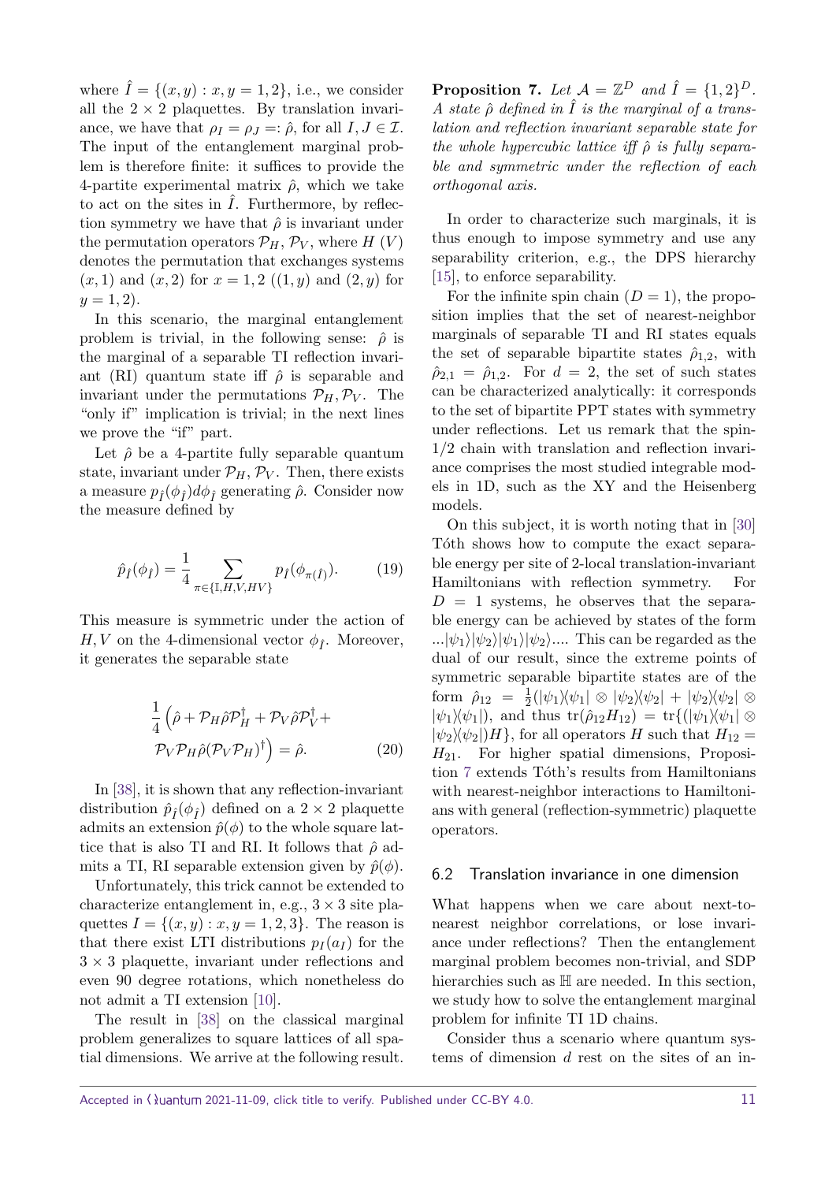where $\hat{I} = \{(x, y) : x, y = 1, 2\}$, i.e., we consider all the $2 \times 2$ plaquettes. By translation invariance, we have that $\rho_I = \rho_J =: \hat{\rho}$, for all $I, J \in \mathcal{I}$. The input of the entanglement marginal problem is therefore finite: it suffices to provide the 4-partite experimental matrix $\hat{\rho}$, which we take to act on the sites in $\hat{I}$. Furthermore, by reflection symmetry we have that $\hat{\rho}$ is invariant under the permutation operators $\mathcal{P}_H, \mathcal{P}_V$, where $H$ ($V$) denotes the permutation that exchanges systems $(x, 1)$ and $(x, 2)$ for $x = 1, 2$ ($(1, y)$ and $(2, y)$ for $y = 1, 2$).

In this scenario, the marginal entanglement problem is trivial, in the following sense: $\hat{\rho}$ is the marginal of a separable TI reflection invariant (RI) quantum state iff $\hat{\rho}$ is separable and invariant under the permutations $\mathcal{P}_H, \mathcal{P}_V$. The "only if" implication is trivial; in the next lines we prove the "if" part.

Let $\hat{\rho}$ be a 4-partite fully separable quantum state, invariant under $\mathcal{P}_H, \mathcal{P}_V$. Then, there exists a measure $p_{\hat{I}}(\phi_{\hat{I}})d\phi_{\hat{I}}$ generating $\hat{\rho}$. Consider now the measure defined by

$$\hat{p}_{\hat{I}}(\phi_{\hat{I}}) = \frac{1}{4} \sum_{\pi \in \{\mathbb{I}, H, V, HV\}} p_{\hat{I}}(\phi_{\pi(\hat{I})}). \tag{19}$$

This measure is symmetric under the action of $H, V$ on the 4-dimensional vector $\phi_{\hat{I}}$. Moreover, it generates the separable state

$$\frac{1}{4}\left(\hat{\rho} + \mathcal{P}_H \hat{\rho} \mathcal{P}_H^\dagger + \mathcal{P}_V \hat{\rho} \mathcal{P}_V^\dagger + \mathcal{P}_V \mathcal{P}_H \hat{\rho} (\mathcal{P}_V \mathcal{P}_H)^\dagger\right) = \hat{\rho}. \tag{20}$$

In [38], it is shown that any reflection-invariant distribution $\hat{p}_{\hat{I}}(\phi_{\hat{I}})$ defined on a $2 \times 2$ plaquette admits an extension $\hat{p}(\phi)$ to the whole square lattice that is also TI and RI. It follows that $\hat{\rho}$ admits a TI, RI separable extension given by $\hat{p}(\phi)$.

Unfortunately, this trick cannot be extended to characterize entanglement in, e.g., $3 \times 3$ site plaquettes $I = \{(x, y) : x, y = 1, 2, 3\}$. The reason is that there exist LTI distributions $p_I(a_I)$ for the $3 \times 3$ plaquette, invariant under reflections and even 90 degree rotations, which nonetheless do not admit a TI extension [10].

The result in [38] on the classical marginal problem generalizes to square lattices of all spatial dimensions. We arrive at the following result.

**Proposition 7.** *Let $\mathcal{A} = \mathbb{Z}^D$ and $\hat{I} = \{1, 2\}^D$. A state $\hat{\rho}$ defined in $\hat{I}$ is the marginal of a translation and reflection invariant separable state for the whole hypercubic lattice iff $\hat{\rho}$ is fully separable and symmetric under the reflection of each orthogonal axis.*

In order to characterize such marginals, it is thus enough to impose symmetry and use any separability criterion, e.g., the DPS hierarchy [15], to enforce separability.

For the infinite spin chain ($D = 1$), the proposition implies that the set of nearest-neighbor marginals of separable TI and RI states equals the set of separable bipartite states $\hat{\rho}_{1,2}$, with $\hat{\rho}_{2,1} = \hat{\rho}_{1,2}$. For $d = 2$, the set of such states can be characterized analytically: it corresponds to the set of bipartite PPT states with symmetry under reflections. Let us remark that the spin-1/2 chain with translation and reflection invariance comprises the most studied integrable models in 1D, such as the XY and the Heisenberg models.

On this subject, it is worth noting that in [30] Tóth shows how to compute the exact separable energy per site of 2-local translation-invariant Hamiltonians with reflection symmetry. For $D = 1$ systems, he observes that the separable energy can be achieved by states of the form $...|\psi_1\rangle|\psi_2\rangle|\psi_1\rangle|\psi_2\rangle....$ This can be regarded as the dual of our result, since the extreme points of symmetric separable bipartite states are of the form $\hat{\rho}_{12} = \frac{1}{2}(|\psi_1\rangle\langle\psi_1| \otimes |\psi_2\rangle\langle\psi_2| + |\psi_2\rangle\langle\psi_2| \otimes |\psi_1\rangle\langle\psi_1|)$, and thus $\text{tr}(\hat{\rho}_{12} H_{12}) = \text{tr}\{(|\psi_1\rangle\langle\psi_1| \otimes |\psi_2\rangle\langle\psi_2|)H\}$, for all operators $H$ such that $H_{12} = H_{21}$. For higher spatial dimensions, Proposition 7 extends Tóth's results from Hamiltonians with nearest-neighbor interactions to Hamiltonians with general (reflection-symmetric) plaquette operators.

## 6.2 Translation invariance in one dimension

What happens when we care about next-to-nearest neighbor correlations, or lose invariance under reflections? Then the entanglement marginal problem becomes non-trivial, and SDP hierarchies such as $\mathbb{H}$ are needed. In this section, we study how to solve the entanglement marginal problem for infinite TI 1D chains.

Consider thus a scenario where quantum systems of dimension $d$ rest on the sites of an in-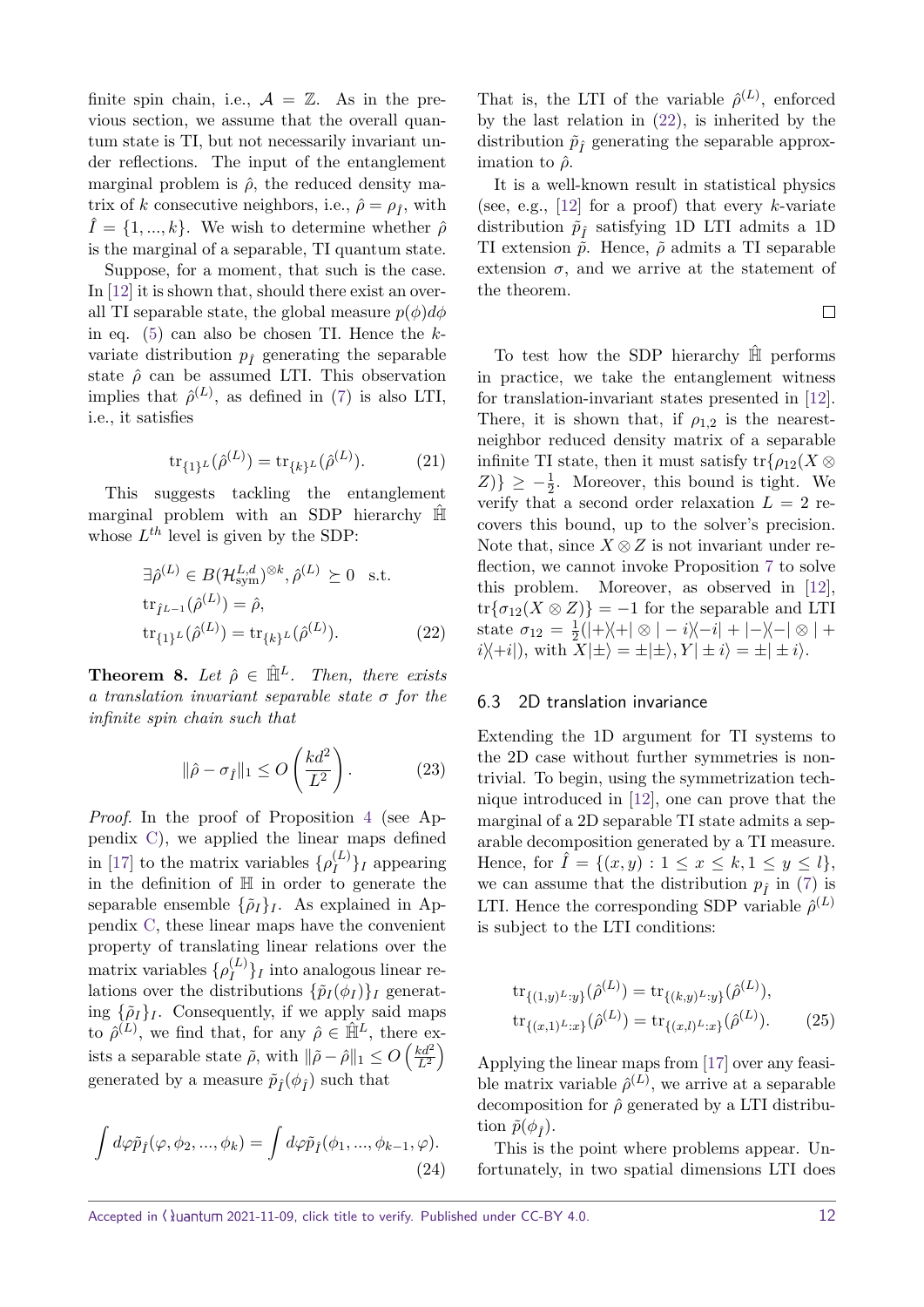finite spin chain, i.e., $\mathcal{A} = \mathbb{Z}$. As in the previous section, we assume that the overall quantum state is TI, but not necessarily invariant under reflections. The input of the entanglement marginal problem is $\hat{\rho}$, the reduced density matrix of $k$ consecutive neighbors, i.e., $\hat{\rho} = \rho_{\hat{I}}$, with $\hat{I} = \{1, ..., k\}$. We wish to determine whether $\hat{\rho}$ is the marginal of a separable, TI quantum state.

Suppose, for a moment, that such is the case. In [12] it is shown that, should there exist an overall TI separable state, the global measure $p(\phi)d\phi$ in eq. (5) can also be chosen TI. Hence the $k$-variate distribution $p_{\hat{I}}$ generating the separable state $\hat{\rho}$ can be assumed LTI. This observation implies that $\hat{\rho}^{(L)}$, as defined in (7) is also LTI, i.e., it satisfies

$$\mathrm{tr}_{\{1\}^L}(\hat{\rho}^{(L)}) = \mathrm{tr}_{\{k\}^L}(\hat{\rho}^{(L)}). \tag{21}$$

This suggests tackling the entanglement marginal problem with an SDP hierarchy $\hat{\mathbb{H}}$ whose $L^{th}$ level is given by the SDP:

$$\begin{aligned}
&\exists \hat{\rho}^{(L)} \in B(\mathcal{H}_{\text{sym}}^{L,d})^{\otimes k}, \hat{\rho}^{(L)} \succeq 0 \quad \text{s.t.} \\
&\mathrm{tr}_{\hat{I}^{L-1}}(\hat{\rho}^{(L)}) = \hat{\rho}, \\
&\mathrm{tr}_{\{1\}^L}(\hat{\rho}^{(L)}) = \mathrm{tr}_{\{k\}^L}(\hat{\rho}^{(L)}).
\end{aligned} \tag{22}$$

**Theorem 8.** *Let $\hat{\rho} \in \hat{\mathbb{H}}^L$. Then, there exists a translation invariant separable state $\sigma$ for the infinite spin chain such that*

$$\|\hat{\rho} - \sigma_{\hat{I}}\|_1 \leq O\left(\frac{kd^2}{L^2}\right). \tag{23}$$

*Proof.* In the proof of Proposition 4 (see Appendix C), we applied the linear maps defined in [17] to the matrix variables $\{\rho_I^{(L)}\}_I$ appearing in the definition of $\mathbb{H}$ in order to generate the separable ensemble $\{\tilde{\rho}_I\}_I$. As explained in Appendix C, these linear maps have the convenient property of translating linear relations over the matrix variables $\{\rho_I^{(L)}\}_I$ into analogous linear relations over the distributions $\{\tilde{p}_I(\phi_I)\}_I$ generating $\{\tilde{\rho}_I\}_I$. Consequently, if we apply said maps to $\hat{\rho}^{(L)}$, we find that, for any $\hat{\rho} \in \hat{\mathbb{H}}^L$, there exists a separable state $\tilde{\rho}$, with $\|\tilde{\rho} - \hat{\rho}\|_1 \leq O\left(\frac{kd^2}{L^2}\right)$ generated by a measure $\tilde{p}_{\hat{I}}(\phi_{\hat{I}})$ such that

$$\int d\varphi \tilde{p}_{\hat{I}}(\varphi, \phi_2, ..., \phi_k) = \int d\varphi \tilde{p}_{\hat{I}}(\phi_1, ..., \phi_{k-1}, \varphi). \tag{24}$$

That is, the LTI of the variable $\hat{\rho}^{(L)}$, enforced by the last relation in (22), is inherited by the distribution $\tilde{p}_{\hat{I}}$ generating the separable approximation to $\hat{\rho}$.

It is a well-known result in statistical physics (see, e.g., [12] for a proof) that every $k$-variate distribution $\tilde{p}_{\hat{I}}$ satisfying 1D LTI admits a 1D TI extension $\tilde{p}$. Hence, $\tilde{\rho}$ admits a TI separable extension $\sigma$, and we arrive at the statement of the theorem.

□

To test how the SDP hierarchy $\hat{\mathbb{H}}$ performs in practice, we take the entanglement witness for translation-invariant states presented in [12]. There, it is shown that, if $\rho_{1,2}$ is the nearest-neighbor reduced density matrix of a separable infinite TI state, then it must satisfy $\mathrm{tr}\{\rho_{12}(X \otimes Z)\} \geq -\frac{1}{2}$. Moreover, this bound is tight. We verify that a second order relaxation $L = 2$ recovers this bound, up to the solver's precision. Note that, since $X \otimes Z$ is not invariant under reflection, we cannot invoke Proposition 7 to solve this problem. Moreover, as observed in [12], $\mathrm{tr}\{\sigma_{12}(X \otimes Z)\} = -1$ for the separable and LTI state $\sigma_{12} = \frac{1}{2}(|+\rangle\langle+| \otimes |-i\rangle\langle-i| + |-\rangle\langle-| \otimes |+i\rangle\langle+i|)$, with $X|\pm\rangle = \pm|\pm\rangle, Y|\pm i\rangle = \pm|\pm i\rangle$.

## 6.3 2D translation invariance

Extending the 1D argument for TI systems to the 2D case without further symmetries is non-trivial. To begin, using the symmetrization technique introduced in [12], one can prove that the marginal of a 2D separable TI state admits a separable decomposition generated by a TI measure. Hence, for $\hat{I} = \{(x, y) : 1 \leq x \leq k, 1 \leq y \leq l\}$, we can assume that the distribution $p_{\hat{I}}$ in (7) is LTI. Hence the corresponding SDP variable $\hat{\rho}^{(L)}$ is subject to the LTI conditions:

$$\begin{aligned}
&\mathrm{tr}_{\{(1,y)^L : y\}}(\hat{\rho}^{(L)}) = \mathrm{tr}_{\{(k,y)^L : y\}}(\hat{\rho}^{(L)}), \\
&\mathrm{tr}_{\{(x,1)^L : x\}}(\hat{\rho}^{(L)}) = \mathrm{tr}_{\{(x,l)^L : x\}}(\hat{\rho}^{(L)}).
\end{aligned} \tag{25}$$

Applying the linear maps from [17] over any feasible matrix variable $\hat{\rho}^{(L)}$, we arrive at a separable decomposition for $\hat{\rho}$ generated by a LTI distribution $\tilde{p}(\phi_{\hat{I}})$.

This is the point where problems appear. Unfortunately, in two spatial dimensions LTI does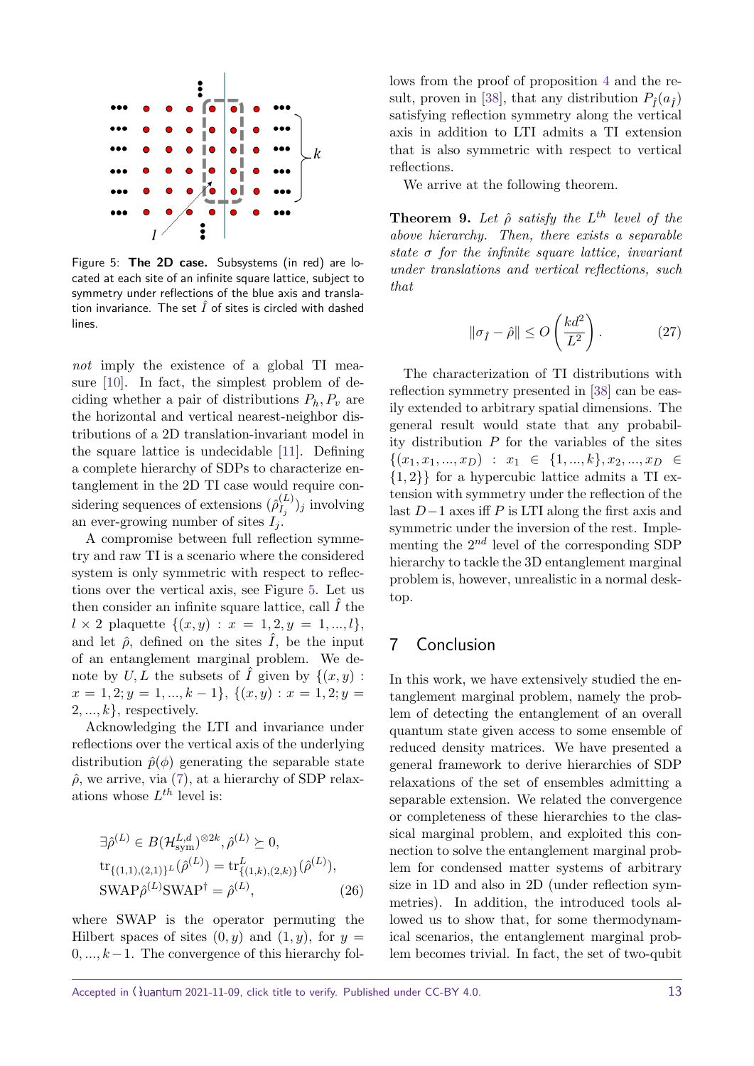Figure 5: **The 2D case.** Subsystems (in red) are located at each site of an infinite square lattice, subject to symmetry under reflections of the blue axis and translation invariance. The set $\hat{I}$ of sites is circled with dashed lines.

*not* imply the existence of a global TI measure [10]. In fact, the simplest problem of deciding whether a pair of distributions $P_h, P_v$ are the horizontal and vertical nearest-neighbor distributions of a 2D translation-invariant model in the square lattice is undecidable [11]. Defining a complete hierarchy of SDPs to characterize entanglement in the 2D TI case would require considering sequences of extensions $(\hat{\rho}^{(L)}_{I_j})_j$ involving an ever-growing number of sites $I_j$.

A compromise between full reflection symmetry and raw TI is a scenario where the considered system is only symmetric with respect to reflections over the vertical axis, see Figure 5. Let us then consider an infinite square lattice, call $\hat{I}$ the $l \times 2$ plaquette $\{(x,y) : x = 1,2, y = 1,...,l\}$, and let $\hat{\rho}$, defined on the sites $\hat{I}$, be the input of an entanglement marginal problem. We denote by $U, L$ the subsets of $\hat{I}$ given by $\{(x,y) : x = 1,2; y = 1,...,k-1\}$, $\{(x,y) : x = 1,2; y = 2,...,k\}$, respectively.

Acknowledging the LTI and invariance under reflections over the vertical axis of the underlying distribution $\hat{\rho}(\phi)$ generating the separable state $\hat{\rho}$, we arrive, via (7), at a hierarchy of SDP relaxations whose $L^{th}$ level is:

$$\begin{aligned}
&\exists \hat{\rho}^{(L)} \in B(\mathcal{H}^{L,d}_{\text{sym}})^{\otimes 2k}, \hat{\rho}^{(L)} \succeq 0, \\
&\text{tr}_{\{(1,1),(2,1)\}^L}(\hat{\rho}^{(L)}) = \text{tr}^L_{\{(1,k),(2,k)\}}(\hat{\rho}^{(L)}), \\
&\text{SWAP}\hat{\rho}^{(L)}\text{SWAP}^\dagger = \hat{\rho}^{(L)}, \qquad (26)
\end{aligned}$$

where SWAP is the operator permuting the Hilbert spaces of sites $(0,y)$ and $(1,y)$, for $y = 0,...,k-1$. The convergence of this hierarchy follows from the proof of proposition 4 and the result, proven in [38], that any distribution $P_{\hat{I}}(a_{\hat{I}})$ satisfying reflection symmetry along the vertical axis in addition to LTI admits a TI extension that is also symmetric with respect to vertical reflections.

We arrive at the following theorem.

**Theorem 9.** *Let $\hat{\rho}$ satisfy the $L^{th}$ level of the above hierarchy. Then, there exists a separable state $\sigma$ for the infinite square lattice, invariant under translations and vertical reflections, such that*

$$\|\sigma_{\hat{I}} - \hat{\rho}\| \leq O\left(\frac{kd^2}{L^2}\right). \qquad (27)$$

The characterization of TI distributions with reflection symmetry presented in [38] can be easily extended to arbitrary spatial dimensions. The general result would state that any probability distribution $P$ for the variables of the sites $\{(x_1, x_1, ..., x_D) : x_1 \in \{1,...,k\}, x_2,...,x_D \in \{1,2\}\}$ for a hypercubic lattice admits a TI extension with symmetry under the reflection of the last $D-1$ axes iff $P$ is LTI along the first axis and symmetric under the inversion of the rest. Implementing the $2^{nd}$ level of the corresponding SDP hierarchy to tackle the 3D entanglement marginal problem is, however, unrealistic in a normal desktop.

## 7 Conclusion

In this work, we have extensively studied the entanglement marginal problem, namely the problem of detecting the entanglement of an overall quantum state given access to some ensemble of reduced density matrices. We have presented a general framework to derive hierarchies of SDP relaxations of the set of ensembles admitting a separable extension. We related the convergence or completeness of these hierarchies to the classical marginal problem, and exploited this connection to solve the entanglement marginal problem for condensed matter systems of arbitrary size in 1D and also in 2D (under reflection symmetries). In addition, the introduced tools allowed us to show that, for some thermodynamical scenarios, the entanglement marginal problem becomes trivial. In fact, the set of two-qubit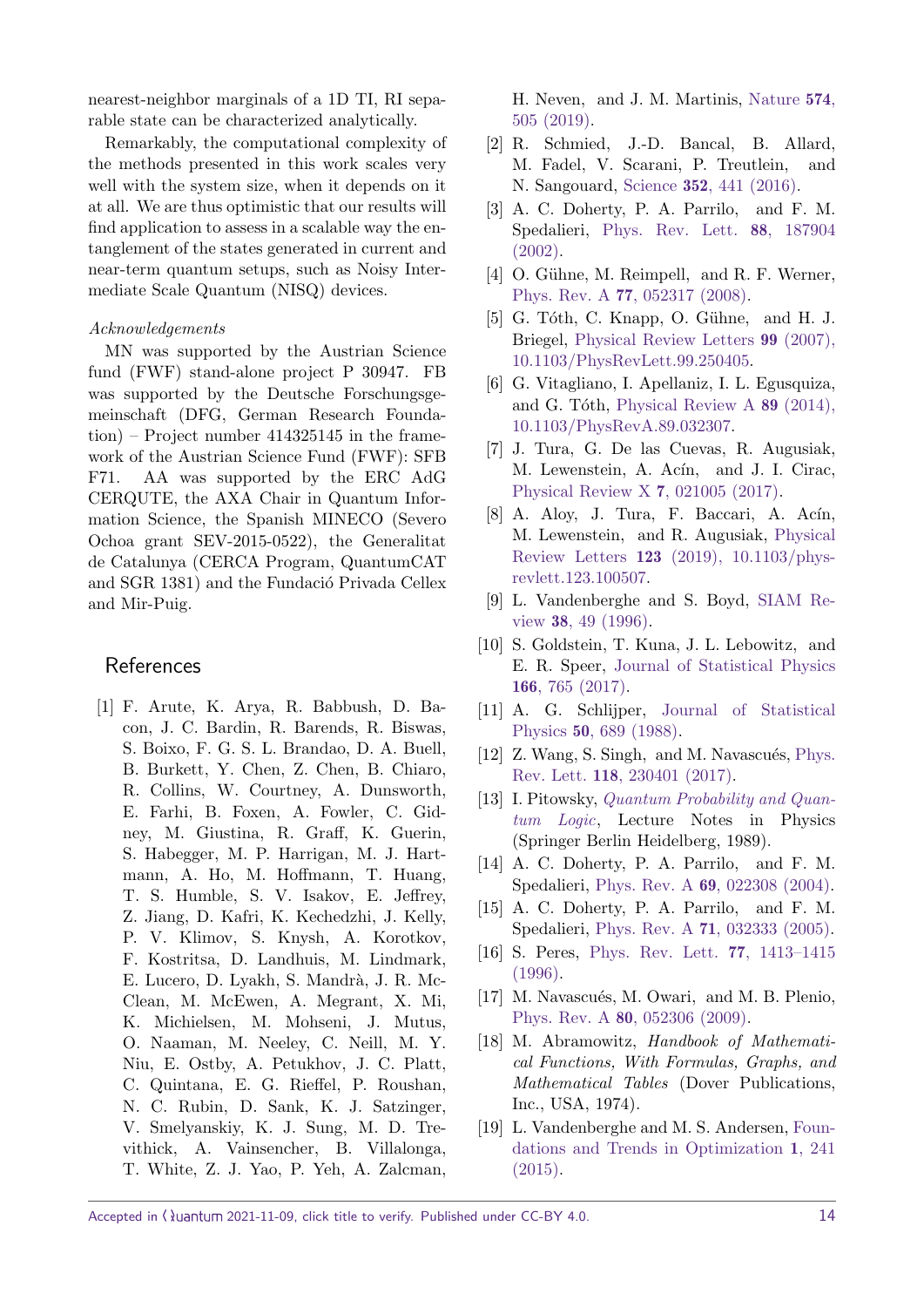nearest-neighbor marginals of a 1D TI, RI separable state can be characterized analytically.

Remarkably, the computational complexity of the methods presented in this work scales very well with the system size, when it depends on it at all. We are thus optimistic that our results will find application to assess in a scalable way the entanglement of the states generated in current and near-term quantum setups, such as Noisy Intermediate Scale Quantum (NISQ) devices.

*Acknowledgements*

MN was supported by the Austrian Science fund (FWF) stand-alone project P 30947. FB was supported by the Deutsche Forschungsgemeinschaft (DFG, German Research Foundation) – Project number 414325145 in the framework of the Austrian Science Fund (FWF): SFB F71. AA was supported by the ERC AdG CERQUTE, the AXA Chair in Quantum Information Science, the Spanish MINECO (Severo Ochoa grant SEV-2015-0522), the Generalitat de Catalunya (CERCA Program, QuantumCAT and SGR 1381) and the Fundació Privada Cellex and Mir-Puig.

## References

[1] F. Arute, K. Arya, R. Babbush, D. Bacon, J. C. Bardin, R. Barends, R. Biswas, S. Boixo, F. G. S. L. Brandao, D. A. Buell, B. Burkett, Y. Chen, Z. Chen, B. Chiaro, R. Collins, W. Courtney, A. Dunsworth, E. Farhi, B. Foxen, A. Fowler, C. Gidney, M. Giustina, R. Graff, K. Guerin, S. Habegger, M. P. Harrigan, M. J. Hartmann, A. Ho, M. Hoffmann, T. Huang, T. S. Humble, S. V. Isakov, E. Jeffrey, Z. Jiang, D. Kafri, K. Kechedzhi, J. Kelly, P. V. Klimov, S. Knysh, A. Korotkov, F. Kostritsa, D. Landhuis, M. Lindmark, E. Lucero, D. Lyakh, S. Mandrà, J. R. McClean, M. McEwen, A. Megrant, X. Mi, K. Michielsen, M. Mohseni, J. Mutus, O. Naaman, M. Neeley, C. Neill, M. Y. Niu, E. Ostby, A. Petukhov, J. C. Platt, C. Quintana, E. G. Rieffel, P. Roushan, N. C. Rubin, D. Sank, K. J. Satzinger, V. Smelyanskiy, K. J. Sung, M. D. Trevithick, A. Vainsencher, B. Villalonga, T. White, Z. J. Yao, P. Yeh, A. Zalcman, H. Neven, and J. M. Martinis, Nature **574**, 505 (2019).

[2] R. Schmied, J.-D. Bancal, B. Allard, M. Fadel, V. Scarani, P. Treutlein, and N. Sangouard, Science **352**, 441 (2016).

[3] A. C. Doherty, P. A. Parrilo, and F. M. Spedalieri, Phys. Rev. Lett. **88**, 187904 (2002).

[4] O. Gühne, M. Reimpell, and R. F. Werner, Phys. Rev. A **77**, 052317 (2008).

[5] G. Tóth, C. Knapp, O. Gühne, and H. J. Briegel, Physical Review Letters **99** (2007), 10.1103/PhysRevLett.99.250405.

[6] G. Vitagliano, I. Apellaniz, I. L. Egusquiza, and G. Tóth, Physical Review A **89** (2014), 10.1103/PhysRevA.89.032307.

[7] J. Tura, G. De las Cuevas, R. Augusiak, M. Lewenstein, A. Acín, and J. I. Cirac, Physical Review X **7**, 021005 (2017).

[8] A. Aloy, J. Tura, F. Baccari, A. Acín, M. Lewenstein, and R. Augusiak, Physical Review Letters **123** (2019), 10.1103/physrevlett.123.100507.

[9] L. Vandenberghe and S. Boyd, SIAM Review **38**, 49 (1996).

[10] S. Goldstein, T. Kuna, J. L. Lebowitz, and E. R. Speer, Journal of Statistical Physics **166**, 765 (2017).

[11] A. G. Schlijper, Journal of Statistical Physics **50**, 689 (1988).

[12] Z. Wang, S. Singh, and M. Navascués, Phys. Rev. Lett. **118**, 230401 (2017).

[13] I. Pitowsky, *Quantum Probability and Quantum Logic*, Lecture Notes in Physics (Springer Berlin Heidelberg, 1989).

[14] A. C. Doherty, P. A. Parrilo, and F. M. Spedalieri, Phys. Rev. A **69**, 022308 (2004).

[15] A. C. Doherty, P. A. Parrilo, and F. M. Spedalieri, Phys. Rev. A **71**, 032333 (2005).

[16] S. Peres, Phys. Rev. Lett. **77**, 1413–1415 (1996).

[17] M. Navascués, M. Owari, and M. B. Plenio, Phys. Rev. A **80**, 052306 (2009).

[18] M. Abramowitz, *Handbook of Mathematical Functions, With Formulas, Graphs, and Mathematical Tables* (Dover Publications, Inc., USA, 1974).

[19] L. Vandenberghe and M. S. Andersen, Foundations and Trends in Optimization **1**, 241 (2015).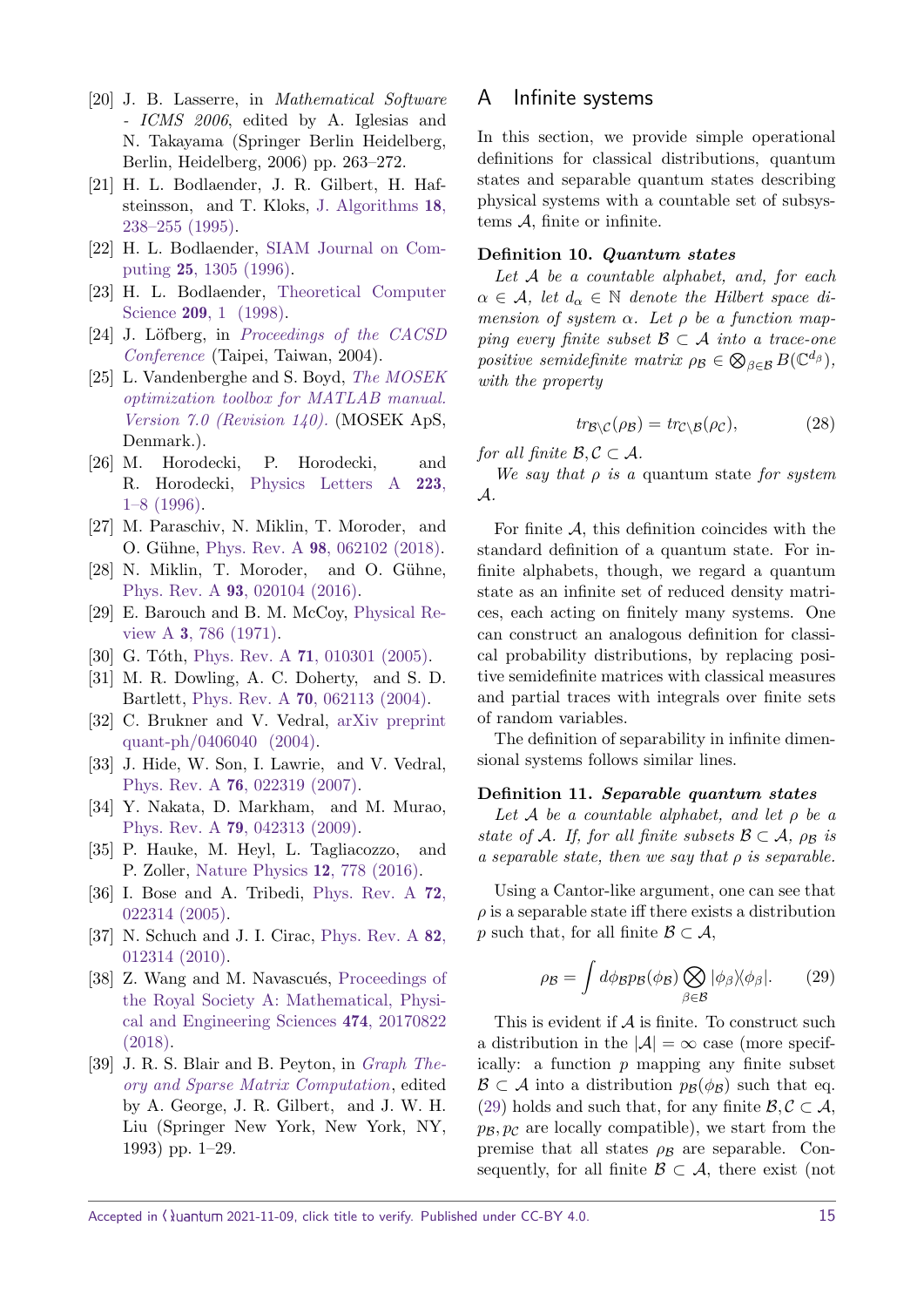[20] J. B. Lasserre, in *Mathematical Software - ICMS 2006*, edited by A. Iglesias and N. Takayama (Springer Berlin Heidelberg, Berlin, Heidelberg, 2006) pp. 263–272.

[21] H. L. Bodlaender, J. R. Gilbert, H. Hafsteinsson, and T. Kloks, J. Algorithms **18**, 238–255 (1995).

[22] H. L. Bodlaender, SIAM Journal on Computing **25**, 1305 (1996).

[23] H. L. Bodlaender, Theoretical Computer Science **209**, 1 (1998).

[24] J. Löfberg, in *Proceedings of the CACSD Conference* (Taipei, Taiwan, 2004).

[25] L. Vandenberghe and S. Boyd, *The MOSEK optimization toolbox for MATLAB manual. Version 7.0 (Revision 140).* (MOSEK ApS, Denmark.).

[26] M. Horodecki, P. Horodecki, and R. Horodecki, Physics Letters A **223**, 1–8 (1996).

[27] M. Paraschiv, N. Miklin, T. Moroder, and O. Gühne, Phys. Rev. A **98**, 062102 (2018).

[28] N. Miklin, T. Moroder, and O. Gühne, Phys. Rev. A **93**, 020104 (2016).

[29] E. Barouch and B. M. McCoy, Physical Review A **3**, 786 (1971).

[30] G. Tóth, Phys. Rev. A **71**, 010301 (2005).

[31] M. R. Dowling, A. C. Doherty, and S. D. Bartlett, Phys. Rev. A **70**, 062113 (2004).

[32] C. Brukner and V. Vedral, arXiv preprint quant-ph/0406040 (2004).

[33] J. Hide, W. Son, I. Lawrie, and V. Vedral, Phys. Rev. A **76**, 022319 (2007).

[34] Y. Nakata, D. Markham, and M. Murao, Phys. Rev. A **79**, 042313 (2009).

[35] P. Hauke, M. Heyl, L. Tagliacozzo, and P. Zoller, Nature Physics **12**, 778 (2016).

[36] I. Bose and A. Tribedi, Phys. Rev. A **72**, 022314 (2005).

[37] N. Schuch and J. I. Cirac, Phys. Rev. A **82**, 012314 (2010).

[38] Z. Wang and M. Navascués, Proceedings of the Royal Society A: Mathematical, Physical and Engineering Sciences **474**, 20170822 (2018).

[39] J. R. S. Blair and B. Peyton, in *Graph Theory and Sparse Matrix Computation*, edited by A. George, J. R. Gilbert, and J. W. H. Liu (Springer New York, New York, NY, 1993) pp. 1–29.

## A Infinite systems

In this section, we provide simple operational definitions for classical distributions, quantum states and separable quantum states describing physical systems with a countable set of subsystems $\mathcal{A}$, finite or infinite.

**Definition 10.** ***Quantum states***
*Let $\mathcal{A}$ be a countable alphabet, and, for each $\alpha \in \mathcal{A}$, let $d_\alpha \in \mathbb{N}$ denote the Hilbert space dimension of system $\alpha$. Let $\rho$ be a function mapping every finite subset $\mathcal{B} \subset \mathcal{A}$ into a trace-one positive semidefinite matrix $\rho_\mathcal{B} \in \bigotimes_{\beta\in\mathcal{B}} B(\mathbb{C}^{d_\beta})$, with the property*

$$tr_{\mathcal{B}\setminus\mathcal{C}}(\rho_\mathcal{B}) = tr_{\mathcal{C}\setminus\mathcal{B}}(\rho_\mathcal{C}), \tag{28}$$

*for all finite $\mathcal{B}, \mathcal{C} \subset \mathcal{A}$.*
*We say that $\rho$ is a* quantum state *for system $\mathcal{A}$.*

For finite $\mathcal{A}$, this definition coincides with the standard definition of a quantum state. For infinite alphabets, though, we regard a quantum state as an infinite set of reduced density matrices, each acting on finitely many systems. One can construct an analogous definition for classical probability distributions, by replacing positive semidefinite matrices with classical measures and partial traces with integrals over finite sets of random variables.

The definition of separability in infinite dimensional systems follows similar lines.

**Definition 11.** ***Separable quantum states***
*Let $\mathcal{A}$ be a countable alphabet, and let $\rho$ be a state of $\mathcal{A}$. If, for all finite subsets $\mathcal{B} \subset \mathcal{A}$, $\rho_\mathcal{B}$ is a separable state, then we say that $\rho$ is separable.*

Using a Cantor-like argument, one can see that $\rho$ is a separable state iff there exists a distribution $p$ such that, for all finite $\mathcal{B} \subset \mathcal{A}$,

$$\rho_\mathcal{B} = \int d\phi_\mathcal{B} p_\mathcal{B}(\phi_\mathcal{B}) \bigotimes_{\beta\in\mathcal{B}} |\phi_\beta\rangle\langle\phi_\beta|. \tag{29}$$

This is evident if $\mathcal{A}$ is finite. To construct such a distribution in the $|\mathcal{A}| = \infty$ case (more specifically: a function $p$ mapping any finite subset $\mathcal{B} \subset \mathcal{A}$ into a distribution $p_\mathcal{B}(\phi_\mathcal{B})$ such that eq. (29) holds and such that, for any finite $\mathcal{B}, \mathcal{C} \subset \mathcal{A}$, $p_\mathcal{B}, p_\mathcal{C}$ are locally compatible), we start from the premise that all states $\rho_\mathcal{B}$ are separable. Consequently, for all finite $\mathcal{B} \subset \mathcal{A}$, there exist (not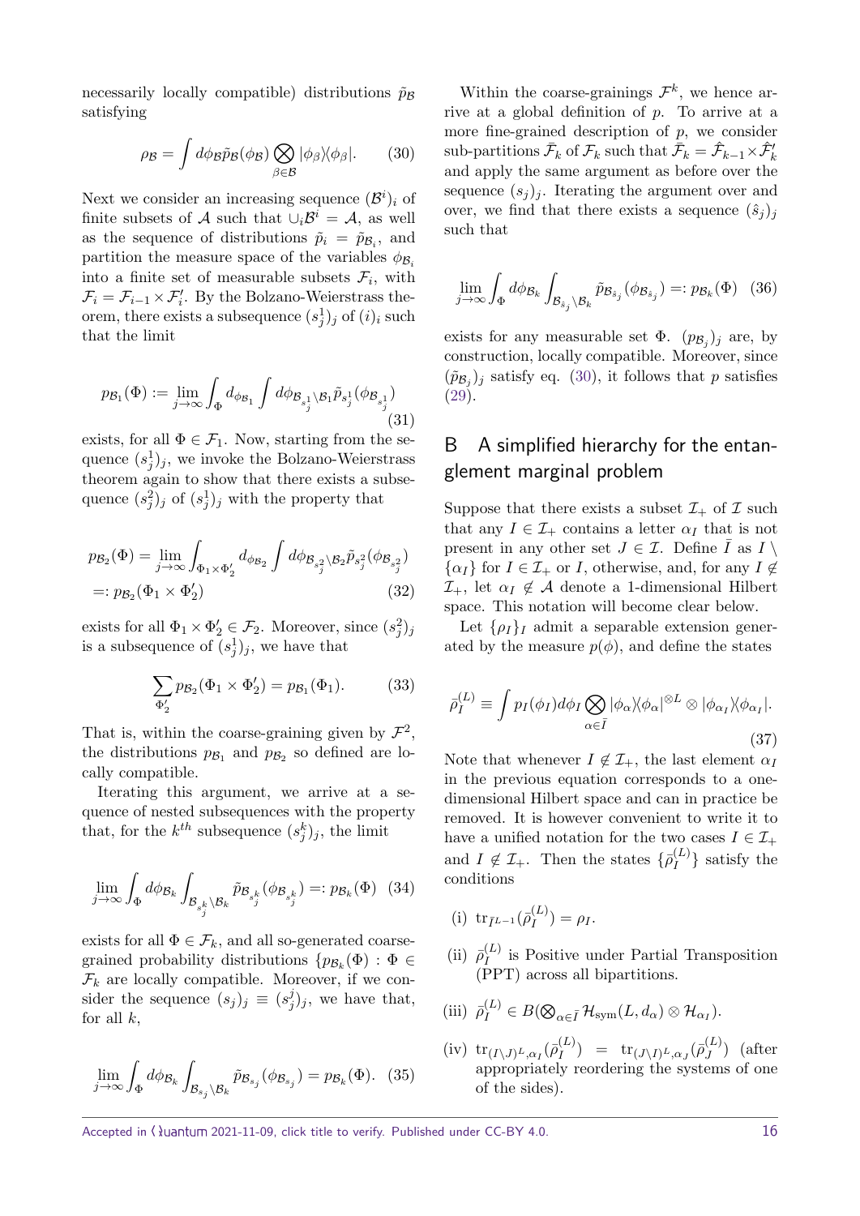necessarily locally compatible) distributions $\tilde{p}_{\mathcal{B}}$ satisfying

$$\rho_{\mathcal{B}} = \int d\phi_{\mathcal{B}} \tilde{p}_{\mathcal{B}}(\phi_{\mathcal{B}}) \bigotimes_{\beta \in \mathcal{B}} |\phi_\beta\rangle\langle\phi_\beta|. \quad (30)$$

Next we consider an increasing sequence $(\mathcal{B}^i)_i$ of finite subsets of $\mathcal{A}$ such that $\cup_i \mathcal{B}^i = \mathcal{A}$, as well as the sequence of distributions $\tilde{p}_i = \tilde{p}_{\mathcal{B}_i}$, and partition the measure space of the variables $\phi_{\mathcal{B}_i}$ into a finite set of measurable subsets $\mathcal{F}_i$, with $\mathcal{F}_i = \mathcal{F}_{i-1} \times \mathcal{F}'_i$. By the Bolzano-Weierstrass theorem, there exists a subsequence $(s^1_j)_j$ of $(i)_i$ such that the limit

$$p_{\mathcal{B}_1}(\Phi) := \lim_{j\to\infty} \int_\Phi d_{\phi_{\mathcal{B}_1}} \int d\phi_{\mathcal{B}_{s^1_j} \setminus \mathcal{B}_1} \tilde{p}_{s^1_j}(\phi_{\mathcal{B}_{s^1_j}}) \quad (31)$$

exists, for all $\Phi \in \mathcal{F}_1$. Now, starting from the sequence $(s^1_j)_j$, we invoke the Bolzano-Weierstrass theorem again to show that there exists a subsequence $(s^2_j)_j$ of $(s^1_j)_j$ with the property that

$$\begin{aligned} p_{\mathcal{B}_2}(\Phi) &= \lim_{j\to\infty} \int_{\Phi_1 \times \Phi'_2} d_{\phi_{\mathcal{B}_2}} \int d\phi_{\mathcal{B}_{s^2_j} \setminus \mathcal{B}_2} \tilde{p}_{s^2_j}(\phi_{\mathcal{B}_{s^2_j}}) \\ &=: p_{\mathcal{B}_2}(\Phi_1 \times \Phi'_2) \end{aligned} \quad (32)$$

exists for all $\Phi_1 \times \Phi'_2 \in \mathcal{F}_2$. Moreover, since $(s^2_j)_j$ is a subsequence of $(s^1_j)_j$, we have that

$$\sum_{\Phi'_2} p_{\mathcal{B}_2}(\Phi_1 \times \Phi'_2) = p_{\mathcal{B}_1}(\Phi_1). \quad (33)$$

That is, within the coarse-graining given by $\mathcal{F}^2$, the distributions $p_{\mathcal{B}_1}$ and $p_{\mathcal{B}_2}$ so defined are locally compatible.

Iterating this argument, we arrive at a sequence of nested subsequences with the property that, for the $k^{th}$ subsequence $(s^k_j)_j$, the limit

$$\lim_{j\to\infty} \int_\Phi d\phi_{\mathcal{B}_k} \int_{\mathcal{B}_{s^k_j} \setminus \mathcal{B}_k} \tilde{p}_{\mathcal{B}_{s^k_j}}(\phi_{\mathcal{B}_{s^k_j}}) =: p_{\mathcal{B}_k}(\Phi) \quad (34)$$

exists for all $\Phi \in \mathcal{F}_k$, and all so-generated coarse-grained probability distributions $\{p_{\mathcal{B}_k}(\Phi) : \Phi \in \mathcal{F}_k$ are locally compatible. Moreover, if we consider the sequence $(s_j)_j \equiv (s^j_j)_j$, we have that, for all $k$,

$$\lim_{j\to\infty} \int_\Phi d\phi_{\mathcal{B}_k} \int_{\mathcal{B}_{s_j} \setminus \mathcal{B}_k} \tilde{p}_{\mathcal{B}_{s_j}}(\phi_{\mathcal{B}_{s_j}}) = p_{\mathcal{B}_k}(\Phi). \quad (35)$$

Within the coarse-grainings $\mathcal{F}^k$, we hence arrive at a global definition of $p$. To arrive at a more fine-grained description of $p$, we consider sub-partitions $\bar{\mathcal{F}}_k$ of $\mathcal{F}_k$ such that $\bar{\mathcal{F}}_k = \hat{\mathcal{F}}_{k-1} \times \hat{\mathcal{F}}'_k$ and apply the same argument as before over the sequence $(s_j)_j$. Iterating the argument over and over, we find that there exists a sequence $(\hat{s}_j)_j$ such that

$$\lim_{j\to\infty} \int_\Phi d\phi_{\mathcal{B}_k} \int_{\mathcal{B}_{\hat{s}_j} \setminus \mathcal{B}_k} \tilde{p}_{\mathcal{B}_{\hat{s}_j}}(\phi_{\mathcal{B}_{\hat{s}_j}}) =: p_{\mathcal{B}_k}(\Phi) \quad (36)$$

exists for any measurable set $\Phi$. $(p_{\mathcal{B}_j})_j$ are, by construction, locally compatible. Moreover, since $(\tilde{p}_{\mathcal{B}_j})_j$ satisfy eq. (30), it follows that $p$ satisfies (29).

## B A simplified hierarchy for the entanglement marginal problem

Suppose that there exists a subset $\mathcal{I}_+$ of $\mathcal{I}$ such that any $I \in \mathcal{I}_+$ contains a letter $\alpha_I$ that is not present in any other set $J \in \mathcal{I}$. Define $\bar{I}$ as $I \setminus \{\alpha_I\}$ for $I \in \mathcal{I}_+$ or $I$, otherwise, and, for any $I \notin \mathcal{I}_+$, let $\alpha_I \notin \mathcal{A}$ denote a 1-dimensional Hilbert space. This notation will become clear below.

Let $\{\rho_I\}_I$ admit a separable extension generated by the measure $p(\phi)$, and define the states

$$\bar{\rho}^{(L)}_I \equiv \int p_I(\phi_I) d\phi_I \bigotimes_{\alpha \in \bar{I}} |\phi_\alpha\rangle\langle\phi_\alpha|^{\otimes L} \otimes |\phi_{\alpha_I}\rangle\langle\phi_{\alpha_I}|. \quad (37)$$

Note that whenever $I \notin \mathcal{I}_+$, the last element $\alpha_I$ in the previous equation corresponds to a one-dimensional Hilbert space and can in practice be removed. It is however convenient to write it to have a unified notation for the two cases $I \in \mathcal{I}_+$ and $I \notin \mathcal{I}_+$. Then the states $\{\bar{\rho}^{(L)}_I\}$ satisfy the conditions

(i) $\mathrm{tr}_{\bar{I}^{L-1}}(\bar{\rho}^{(L)}_I) = \rho_I$.

(ii) $\bar{\rho}^{(L)}_I$ is Positive under Partial Transposition (PPT) across all bipartitions.

(iii) $\bar{\rho}^{(L)}_I \in B(\bigotimes_{\alpha \in \bar{I}} \mathcal{H}_{\mathrm{sym}}(L, d_\alpha) \otimes \mathcal{H}_{\alpha_I})$.

(iv) $\mathrm{tr}_{(I\setminus J)^L, \alpha_I}(\bar{\rho}^{(L)}_I) = \mathrm{tr}_{(J\setminus I)^L, \alpha_J}(\bar{\rho}^{(L)}_J)$ (after appropriately reordering the systems of one of the sides).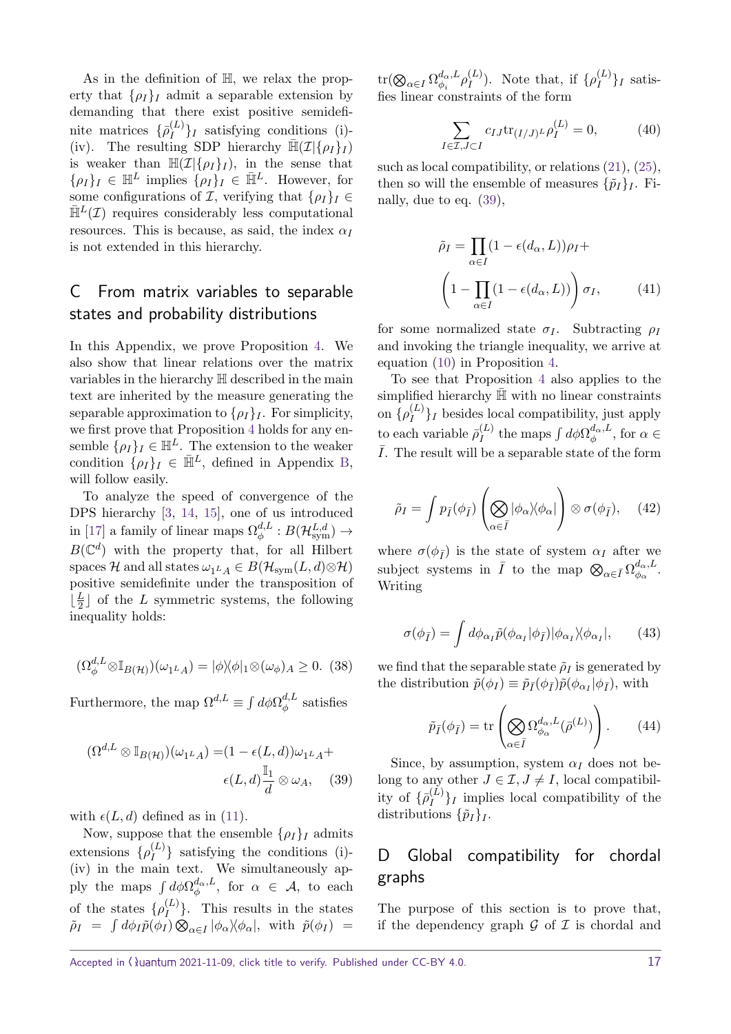As in the definition of $\mathbb{H}$, we relax the property that $\{\rho_I\}_I$ admit a separable extension by demanding that there exist positive semidefinite matrices $\{\bar{\rho}_I^{(L)}\}_I$ satisfying conditions (i)-(iv). The resulting SDP hierarchy $\bar{\mathbb{H}}(\mathcal{I}|\{\rho_I\}_I)$ is weaker than $\mathbb{H}(\mathcal{I}|\{\rho_I\}_I)$, in the sense that $\{\rho_I\}_I \in \mathbb{H}^L$ implies $\{\rho_I\}_I \in \bar{\mathbb{H}}^L$. However, for some configurations of $\mathcal{I}$, verifying that $\{\rho_I\}_I \in \bar{\mathbb{H}}^L(\mathcal{I})$ requires considerably less computational resources. This is because, as said, the index $\alpha_I$ is not extended in this hierarchy.

## C From matrix variables to separable states and probability distributions

In this Appendix, we prove Proposition 4. We also show that linear relations over the matrix variables in the hierarchy $\mathbb{H}$ described in the main text are inherited by the measure generating the separable approximation to $\{\rho_I\}_I$. For simplicity, we first prove that Proposition 4 holds for any ensemble $\{\rho_I\}_I \in \mathbb{H}^L$. The extension to the weaker condition $\{\rho_I\}_I \in \bar{\mathbb{H}}^L$, defined in Appendix B, will follow easily.

To analyze the speed of convergence of the DPS hierarchy [3, 14, 15], one of us introduced in [17] a family of linear maps $\Omega_\phi^{d,L}: B(\mathcal{H}_{\text{sym}}^{L,d}) \to B(\mathbb{C}^d)$ with the property that, for all Hilbert spaces $\mathcal{H}$ and all states $\omega_{1^LA} \in B(\mathcal{H}_{\text{sym}}(L,d)\otimes\mathcal{H})$ positive semidefinite under the transposition of $\lfloor \frac{L}{2} \rfloor$ of the $L$ symmetric systems, the following inequality holds:

$$(\Omega_\phi^{d,L}\otimes\mathbb{I}_{B(\mathcal{H})})(\omega_{1^LA}) = |\phi\rangle\langle\phi|_1\otimes(\omega_\phi)_A \geq 0. \quad (38)$$

Furthermore, the map $\Omega^{d,L} \equiv \int d\phi\Omega_\phi^{d,L}$ satisfies

$$(\Omega^{d,L}\otimes\mathbb{I}_{B(\mathcal{H})})(\omega_{1^LA}) = (1-\epsilon(L,d))\omega_{1^LA} + \epsilon(L,d)\frac{\mathbb{I}_1}{d}\otimes\omega_A, \quad (39)$$

with $\epsilon(L,d)$ defined as in (11).

Now, suppose that the ensemble $\{\rho_I\}_I$ admits extensions $\{\rho_I^{(L)}\}$ satisfying the conditions (i)-(iv) in the main text. We simultaneously apply the maps $\int d\phi\Omega_\phi^{d_\alpha,L}$, for $\alpha \in \mathcal{A}$, to each of the states $\{\rho_I^{(L)}\}$. This results in the states $\tilde{\rho}_I = \int d\phi_I\tilde{p}(\phi_I)\bigotimes_{\alpha\in I}|\phi_\alpha\rangle\langle\phi_\alpha|$, with $\tilde{p}(\phi_I) = \text{tr}(\bigotimes_{\alpha\in I}\Omega_{\phi_i}^{d_\alpha,L}\rho_I^{(L)})$. Note that, if $\{\rho_I^{(L)}\}_I$ satisfies linear constraints of the form

$$\sum_{I\in\mathcal{I},J\subset I} c_{IJ}\text{tr}_{(I/J)^L}\rho_I^{(L)} = 0, \quad (40)$$

such as local compatibility, or relations (21), (25), then so will the ensemble of measures $\{\tilde{p}_I\}_I$. Finally, due to eq. (39),

$$\tilde{\rho}_I = \prod_{\alpha\in I}(1-\epsilon(d_\alpha,L))\rho_I + \left(1-\prod_{\alpha\in I}(1-\epsilon(d_\alpha,L))\right)\sigma_I, \quad (41)$$

for some normalized state $\sigma_I$. Subtracting $\rho_I$ and invoking the triangle inequality, we arrive at equation (10) in Proposition 4.

To see that Proposition 4 also applies to the simplified hierarchy $\bar{\mathbb{H}}$ with no linear constraints on $\{\rho_I^{(L)}\}_I$ besides local compatibility, just apply to each variable $\bar{\rho}_I^{(L)}$ the maps $\int d\phi\Omega_\phi^{d_\alpha,L}$, for $\alpha \in \bar{I}$. The result will be a separable state of the form

$$\tilde{\rho}_I = \int p_{\bar{I}}(\phi_{\bar{I}})\left(\bigotimes_{\alpha\in\bar{I}}|\phi_\alpha\rangle\langle\phi_\alpha|\right)\otimes\sigma(\phi_{\bar{I}}), \quad (42)$$

where $\sigma(\phi_{\bar{I}})$ is the state of system $\alpha_I$ after we subject systems in $\bar{I}$ to the map $\bigotimes_{\alpha\in\bar{I}}\Omega_{\phi_\alpha}^{d_\alpha,L}$. Writing

$$\sigma(\phi_{\bar{I}}) = \int d\phi_{\alpha_I}\tilde{p}(\phi_{\alpha_I}|\phi_{\bar{I}})|\phi_{\alpha_I}\rangle\langle\phi_{\alpha_I}|, \quad (43)$$

we find that the separable state $\tilde{\rho}_I$ is generated by the distribution $\tilde{p}(\phi_I) \equiv \tilde{p}_{\bar{I}}(\phi_{\bar{I}})\tilde{p}(\phi_{\alpha_I}|\phi_{\bar{I}})$, with

$$\tilde{p}_{\bar{I}}(\phi_{\bar{I}}) = \text{tr}\left(\bigotimes_{\alpha\in\bar{I}}\Omega_{\phi_\alpha}^{d_\alpha,L}(\bar{\rho}^{(L)})\right). \quad (44)$$

Since, by assumption, system $\alpha_I$ does not belong to any other $J \in \mathcal{I}, J \neq I$, local compatibility of $\{\bar{\rho}_I^{(L)}\}_I$ implies local compatibility of the distributions $\{\tilde{p}_I\}_I$.

## D Global compatibility for chordal graphs

The purpose of this section is to prove that, if the dependency graph $\mathcal{G}$ of $\mathcal{I}$ is chordal and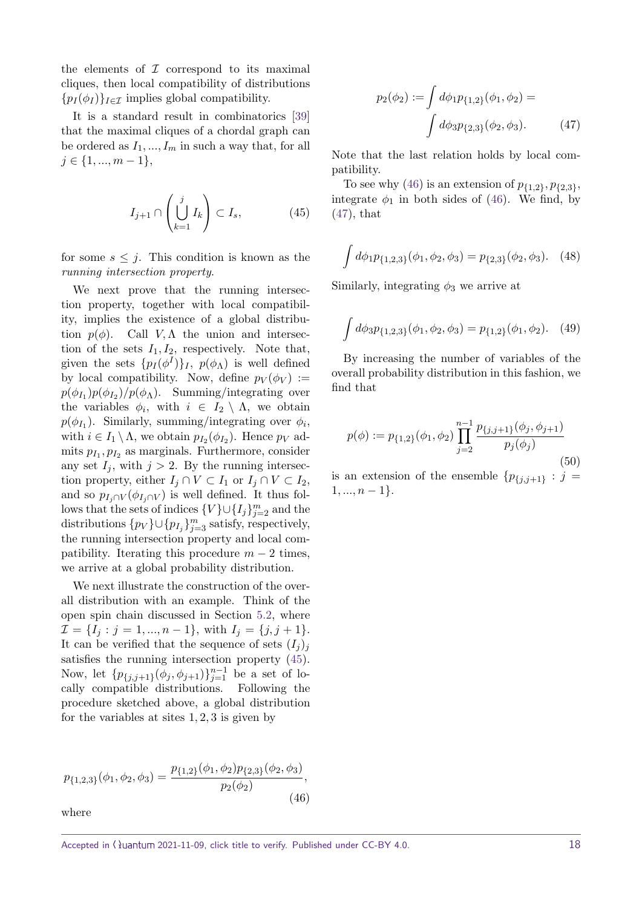the elements of $\mathcal{I}$ correspond to its maximal cliques, then local compatibility of distributions $\{p_I(\phi_I)\}_{I\in\mathcal{I}}$ implies global compatibility.

It is a standard result in combinatorics [39] that the maximal cliques of a chordal graph can be ordered as $I_1, ..., I_m$ in such a way that, for all $j \in \{1, ..., m-1\}$,

$$I_{j+1} \cap \left(\bigcup_{k=1}^{j} I_k\right) \subset I_s, \tag{45}$$

for some $s \leq j$. This condition is known as the *running intersection property*.

We next prove that the running intersection property, together with local compatibility, implies the existence of a global distribution $p(\phi)$. Call $V, \Lambda$ the union and intersection of the sets $I_1, I_2$, respectively. Note that, given the sets $\{p_I(\phi^I)\}_I$, $p(\phi_\Lambda)$ is well defined by local compatibility. Now, define $p_V(\phi_V) := p(\phi_{I_1})p(\phi_{I_2})/p(\phi_\Lambda)$. Summing/integrating over the variables $\phi_i$, with $i \in I_2 \setminus \Lambda$, we obtain $p(\phi_{I_1})$. Similarly, summing/integrating over $\phi_i$, with $i \in I_1 \setminus \Lambda$, we obtain $p_{I_2}(\phi_{I_2})$. Hence $p_V$ admits $p_{I_1}, p_{I_2}$ as marginals. Furthermore, consider any set $I_j$, with $j > 2$. By the running intersection property, either $I_j \cap V \subset I_1$ or $I_j \cap V \subset I_2$, and so $p_{I_j\cap V}(\phi_{I_j\cap V})$ is well defined. It thus follows that the sets of indices $\{V\}\cup\{I_j\}_{j=2}^m$ and the distributions $\{p_V\}\cup\{p_{I_j}\}_{j=3}^m$ satisfy, respectively, the running intersection property and local compatibility. Iterating this procedure $m-2$ times, we arrive at a global probability distribution.

We next illustrate the construction of the overall distribution with an example. Think of the open spin chain discussed in Section 5.2, where $\mathcal{I} = \{I_j : j = 1, ..., n-1\}$, with $I_j = \{j, j+1\}$. It can be verified that the sequence of sets $(I_j)_j$ satisfies the running intersection property (45). Now, let $\{p_{\{j,j+1\}}(\phi_j, \phi_{j+1})\}_{j=1}^{n-1}$ be a set of locally compatible distributions. Following the procedure sketched above, a global distribution for the variables at sites $1, 2, 3$ is given by

$$p_{\{1,2,3\}}(\phi_1, \phi_2, \phi_3) = \frac{p_{\{1,2\}}(\phi_1, \phi_2)p_{\{2,3\}}(\phi_2, \phi_3)}{p_2(\phi_2)}, \tag{46}$$

where

$$p_2(\phi_2) := \int d\phi_1 p_{\{1,2\}}(\phi_1, \phi_2) = \int d\phi_3 p_{\{2,3\}}(\phi_2, \phi_3). \tag{47}$$

Note that the last relation holds by local compatibility.

To see why (46) is an extension of $p_{\{1,2\}}, p_{\{2,3\}}$, integrate $\phi_1$ in both sides of (46). We find, by (47), that

$$\int d\phi_1 p_{\{1,2,3\}}(\phi_1, \phi_2, \phi_3) = p_{\{2,3\}}(\phi_2, \phi_3). \tag{48}$$

Similarly, integrating $\phi_3$ we arrive at

$$\int d\phi_3 p_{\{1,2,3\}}(\phi_1, \phi_2, \phi_3) = p_{\{1,2\}}(\phi_1, \phi_2). \tag{49}$$

By increasing the number of variables of the overall probability distribution in this fashion, we find that

$$p(\phi) := p_{\{1,2\}}(\phi_1, \phi_2) \prod_{j=2}^{n-1} \frac{p_{\{j,j+1\}}(\phi_j, \phi_{j+1})}{p_j(\phi_j)} \tag{50}$$

is an extension of the ensemble $\{p_{\{j,j+1\}} : j = 1, ..., n-1\}$.